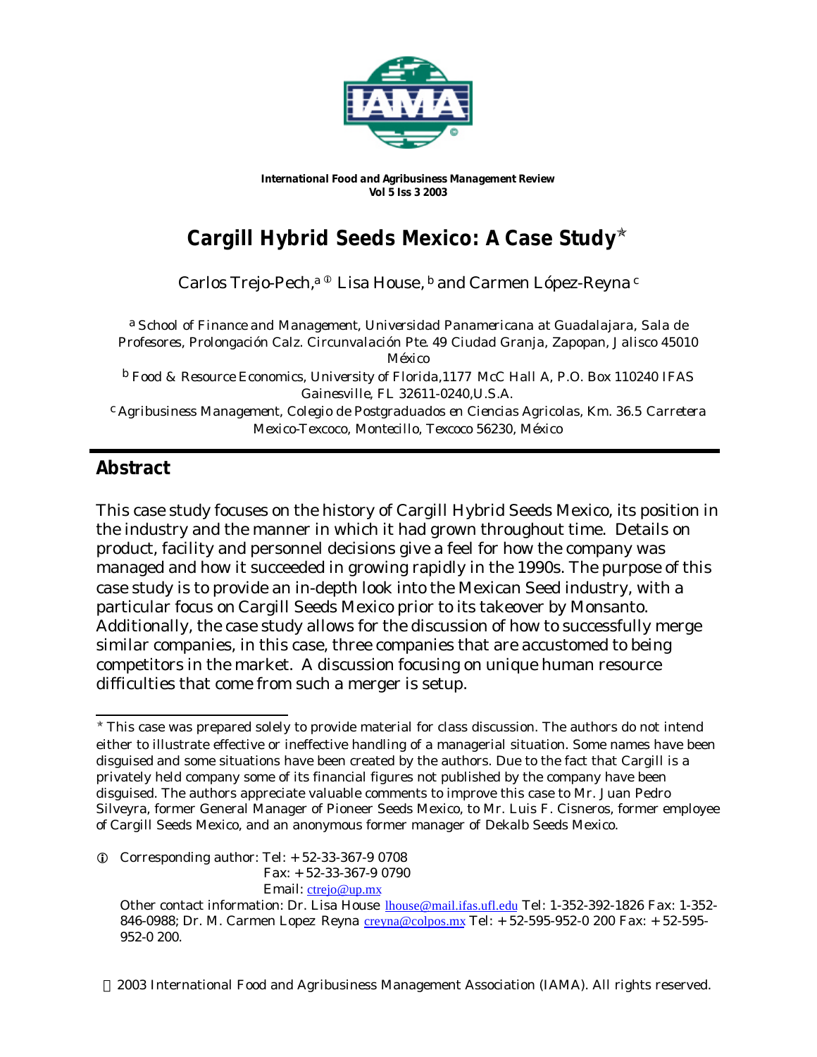International Food and Agribusiness Management Review
Vol 5 Iss 3 2003

# Cargill Hybrid Seeds Mexico: A Case Study*

Carlos Trejo-Pech,[a ①] Lisa House,[b] and Carmen López-Reyna[c]

[a] School of Finance and Management, Universidad Panamericana at Guadalajara, Sala de Profesores, Prolongación Calz. Circunvalación Pte. 49 Ciudad Granja, Zapopan, Jalisco 45010 México

[b] Food & Resource Economics, University of Florida,1177 McC Hall A, P.O. Box 110240 IFAS Gainesville, FL 32611-0240,U.S.A.

[c] Agribusiness Management, Colegio de Postgraduados en Ciencias Agricolas, Km. 36.5 Carretera Mexico-Texcoco, Montecillo, Texcoco 56230, México

## Abstract

This case study focuses on the history of Cargill Hybrid Seeds Mexico, its position in the industry and the manner in which it had grown throughout time. Details on product, facility and personnel decisions give a feel for how the company was managed and how it succeeded in growing rapidly in the 1990s. The purpose of this case study is to provide an in-depth look into the Mexican Seed industry, with a particular focus on Cargill Seeds Mexico prior to its takeover by Monsanto. Additionally, the case study allows for the discussion of how to successfully merge similar companies, in this case, three companies that are accustomed to being competitors in the market. A discussion focusing on unique human resource difficulties that come from such a merger is setup.

---

* This case was prepared solely to provide material for class discussion. The authors do not intend either to illustrate effective or ineffective handling of a managerial situation. Some names have been disguised and some situations have been created by the authors. Due to the fact that Cargill is a privately held company some of its financial figures not published by the company have been disguised. The authors appreciate valuable comments to improve this case to Mr. Juan Pedro Silveyra, former General Manager of Pioneer Seeds Mexico, to Mr. Luis F. Cisneros, former employee of Cargill Seeds Mexico, and an anonymous former manager of Dekalb Seeds Mexico.

① Corresponding author: Tel: + 52-33-367-9 0708
Fax: + 52-33-367-9 0790
Email: ctrejo@up.mx

Other contact information: Dr. Lisa House lhouse@mail.ifas.ufl.edu Tel: 1-352-392-1826 Fax: 1-352-846-0988; Dr. M. Carmen Lopez Reyna creyna@colpos.mx Tel: + 52-595-952-0 200 Fax: + 52-595-952-0 200.

© 2003 International Food and Agribusiness Management Association (IAMA). All rights reserved.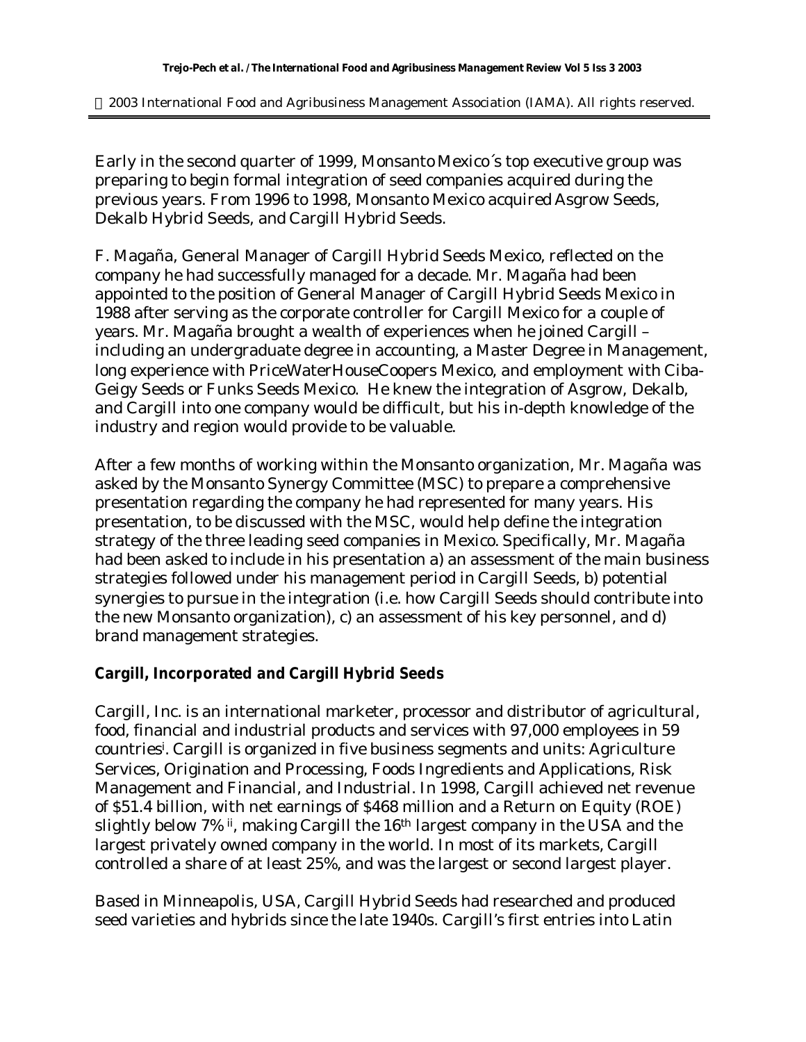Early in the second quarter of 1999, Monsanto Mexico´s top executive group was preparing to begin formal integration of seed companies acquired during the previous years. From 1996 to 1998, Monsanto Mexico acquired Asgrow Seeds, Dekalb Hybrid Seeds, and Cargill Hybrid Seeds.

F. Magaña, General Manager of Cargill Hybrid Seeds Mexico, reflected on the company he had successfully managed for a decade. Mr. Magaña had been appointed to the position of General Manager of Cargill Hybrid Seeds Mexico in 1988 after serving as the corporate controller for Cargill Mexico for a couple of years. Mr. Magaña brought a wealth of experiences when he joined Cargill – including an undergraduate degree in accounting, a Master Degree in Management, long experience with PriceWaterHouseCoopers Mexico, and employment with Ciba-Geigy Seeds or Funks Seeds Mexico. He knew the integration of Asgrow, Dekalb, and Cargill into one company would be difficult, but his in-depth knowledge of the industry and region would provide to be valuable.

After a few months of working within the Monsanto organization, Mr. Magaña was asked by the Monsanto Synergy Committee (MSC) to prepare a comprehensive presentation regarding the company he had represented for many years. His presentation, to be discussed with the MSC, would help define the integration strategy of the three leading seed companies in Mexico. Specifically, Mr. Magaña had been asked to include in his presentation a) an assessment of the main business strategies followed under his management period in Cargill Seeds, b) potential synergies to pursue in the integration (i.e. how Cargill Seeds should contribute into the new Monsanto organization), c) an assessment of his key personnel, and d) brand management strategies.

**Cargill, Incorporated and Cargill Hybrid Seeds**

Cargill, Inc. is an international marketer, processor and distributor of agricultural, food, financial and industrial products and services with 97,000 employees in 59 countries[i]. Cargill is organized in five business segments and units: Agriculture Services, Origination and Processing, Foods Ingredients and Applications, Risk Management and Financial, and Industrial. In 1998, Cargill achieved net revenue of $51.4 billion, with net earnings of $468 million and a Return on Equity (ROE) slightly below 7% [ii], making Cargill the 16th largest company in the USA and the largest privately owned company in the world. In most of its markets, Cargill controlled a share of at least 25%, and was the largest or second largest player.

Based in Minneapolis, USA, Cargill Hybrid Seeds had researched and produced seed varieties and hybrids since the late 1940s. Cargill's first entries into Latin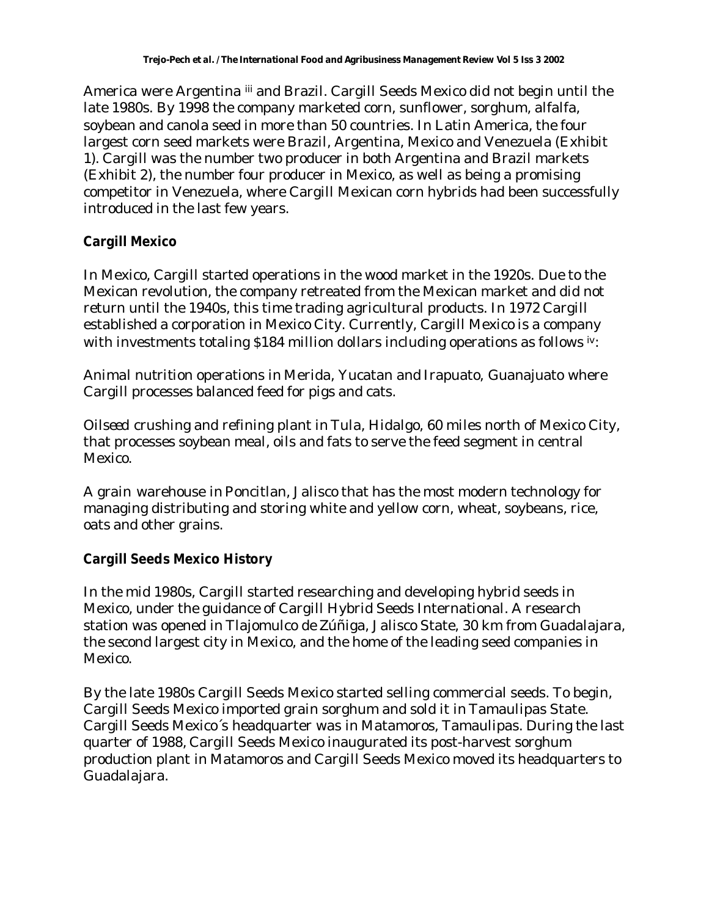America were Argentina [iii] and Brazil. Cargill Seeds Mexico did not begin until the late 1980s. By 1998 the company marketed corn, sunflower, sorghum, alfalfa, soybean and canola seed in more than 50 countries. In Latin America, the four largest corn seed markets were Brazil, Argentina, Mexico and Venezuela (Exhibit 1). Cargill was the number two producer in both Argentina and Brazil markets (Exhibit 2), the number four producer in Mexico, as well as being a promising competitor in Venezuela, where Cargill Mexican corn hybrids had been successfully introduced in the last few years.

**Cargill Mexico**

In Mexico, Cargill started operations in the wood market in the 1920s. Due to the Mexican revolution, the company retreated from the Mexican market and did not return until the 1940s, this time trading agricultural products. In 1972 Cargill established a corporation in Mexico City. Currently, Cargill Mexico is a company with investments totaling $184 million dollars including operations as follows [iv]:

Animal nutrition operations in Merida, Yucatan and Irapuato, Guanajuato where Cargill processes balanced feed for pigs and cats.

Oilseed crushing and refining plant in Tula, Hidalgo, 60 miles north of Mexico City, that processes soybean meal, oils and fats to serve the feed segment in central Mexico.

A grain warehouse in Poncitlan, Jalisco that has the most modern technology for managing distributing and storing white and yellow corn, wheat, soybeans, rice, oats and other grains.

**Cargill Seeds Mexico History**

In the mid 1980s, Cargill started researching and developing hybrid seeds in Mexico, under the guidance of Cargill Hybrid Seeds International. A research station was opened in Tlajomulco de Zúñiga, Jalisco State, 30 km from Guadalajara, the second largest city in Mexico, and the home of the leading seed companies in Mexico.

By the late 1980s Cargill Seeds Mexico started selling commercial seeds. To begin, Cargill Seeds Mexico imported grain sorghum and sold it in Tamaulipas State. Cargill Seeds Mexico´s headquarter was in Matamoros, Tamaulipas. During the last quarter of 1988, Cargill Seeds Mexico inaugurated its post-harvest sorghum production plant in Matamoros and Cargill Seeds Mexico moved its headquarters to Guadalajara.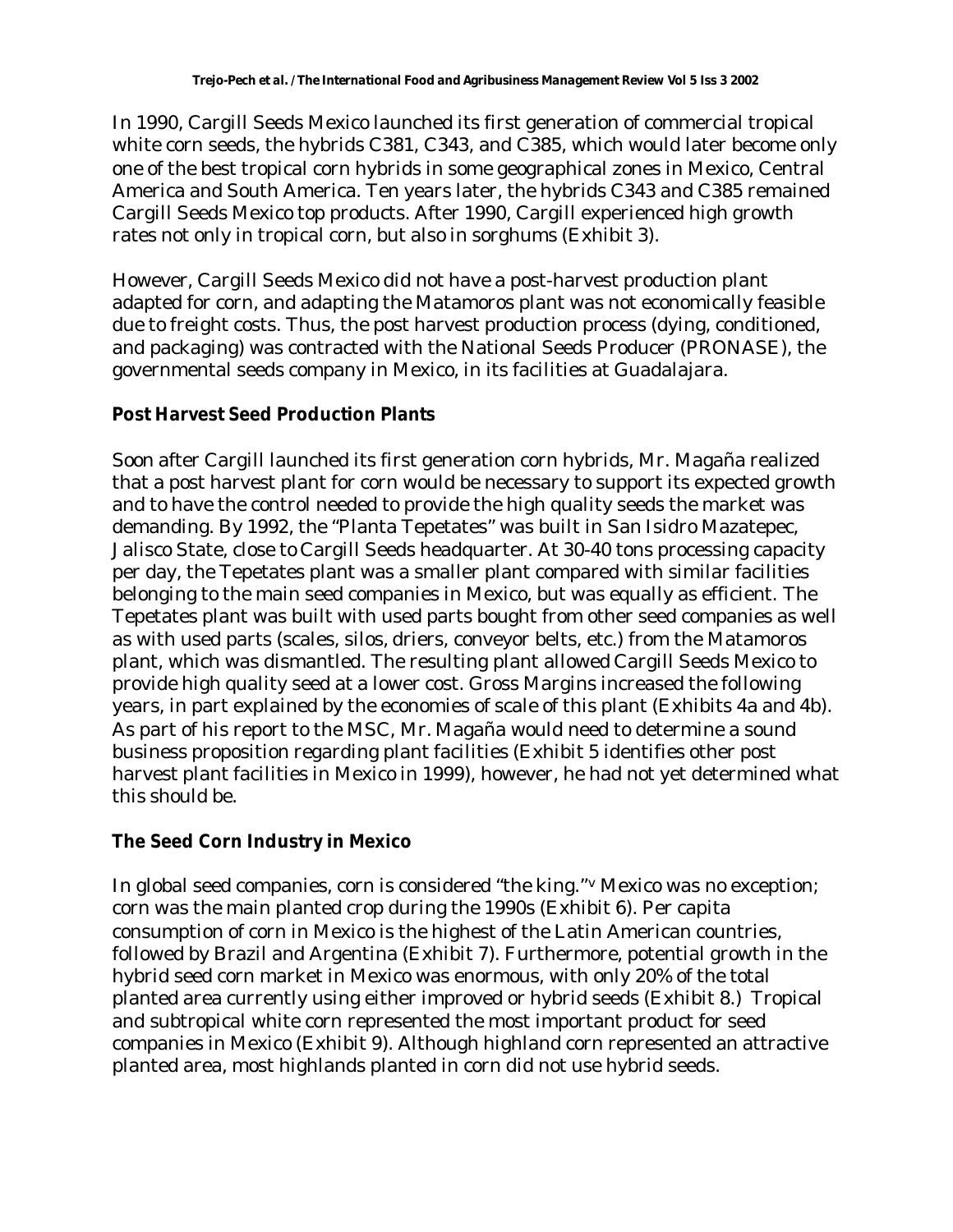In 1990, Cargill Seeds Mexico launched its first generation of commercial tropical white corn seeds, the hybrids C381, C343, and C385, which would later become only one of the best tropical corn hybrids in some geographical zones in Mexico, Central America and South America. Ten years later, the hybrids C343 and C385 remained Cargill Seeds Mexico top products. After 1990, Cargill experienced high growth rates not only in tropical corn, but also in sorghums (Exhibit 3).

However, Cargill Seeds Mexico did not have a post-harvest production plant adapted for corn, and adapting the Matamoros plant was not economically feasible due to freight costs. Thus, the post harvest production process (dying, conditioned, and packaging) was contracted with the National Seeds Producer (PRONASE), the governmental seeds company in Mexico, in its facilities at Guadalajara.

## Post Harvest Seed Production Plants

Soon after Cargill launched its first generation corn hybrids, Mr. Magaña realized that a post harvest plant for corn would be necessary to support its expected growth and to have the control needed to provide the high quality seeds the market was demanding. By 1992, the "Planta Tepetates" was built in San Isidro Mazatepec, Jalisco State, close to Cargill Seeds headquarter. At 30-40 tons processing capacity per day, the Tepetates plant was a smaller plant compared with similar facilities belonging to the main seed companies in Mexico, but was equally as efficient. The Tepetates plant was built with used parts bought from other seed companies as well as with used parts (scales, silos, driers, conveyor belts, etc.) from the Matamoros plant, which was dismantled. The resulting plant allowed Cargill Seeds Mexico to provide high quality seed at a lower cost. Gross Margins increased the following years, in part explained by the economies of scale of this plant (Exhibits 4a and 4b). As part of his report to the MSC, Mr. Magaña would need to determine a sound business proposition regarding plant facilities (Exhibit 5 identifies other post harvest plant facilities in Mexico in 1999), however, he had not yet determined what this should be.

## The Seed Corn Industry in Mexico

In global seed companies, corn is considered "the king."[v] Mexico was no exception; corn was the main planted crop during the 1990s (Exhibit 6). Per capita consumption of corn in Mexico is the highest of the Latin American countries, followed by Brazil and Argentina (Exhibit 7). Furthermore, potential growth in the hybrid seed corn market in Mexico was enormous, with only 20% of the total planted area currently using either improved or hybrid seeds (Exhibit 8.) Tropical and subtropical white corn represented the most important product for seed companies in Mexico (Exhibit 9). Although highland corn represented an attractive planted area, most highlands planted in corn did not use hybrid seeds.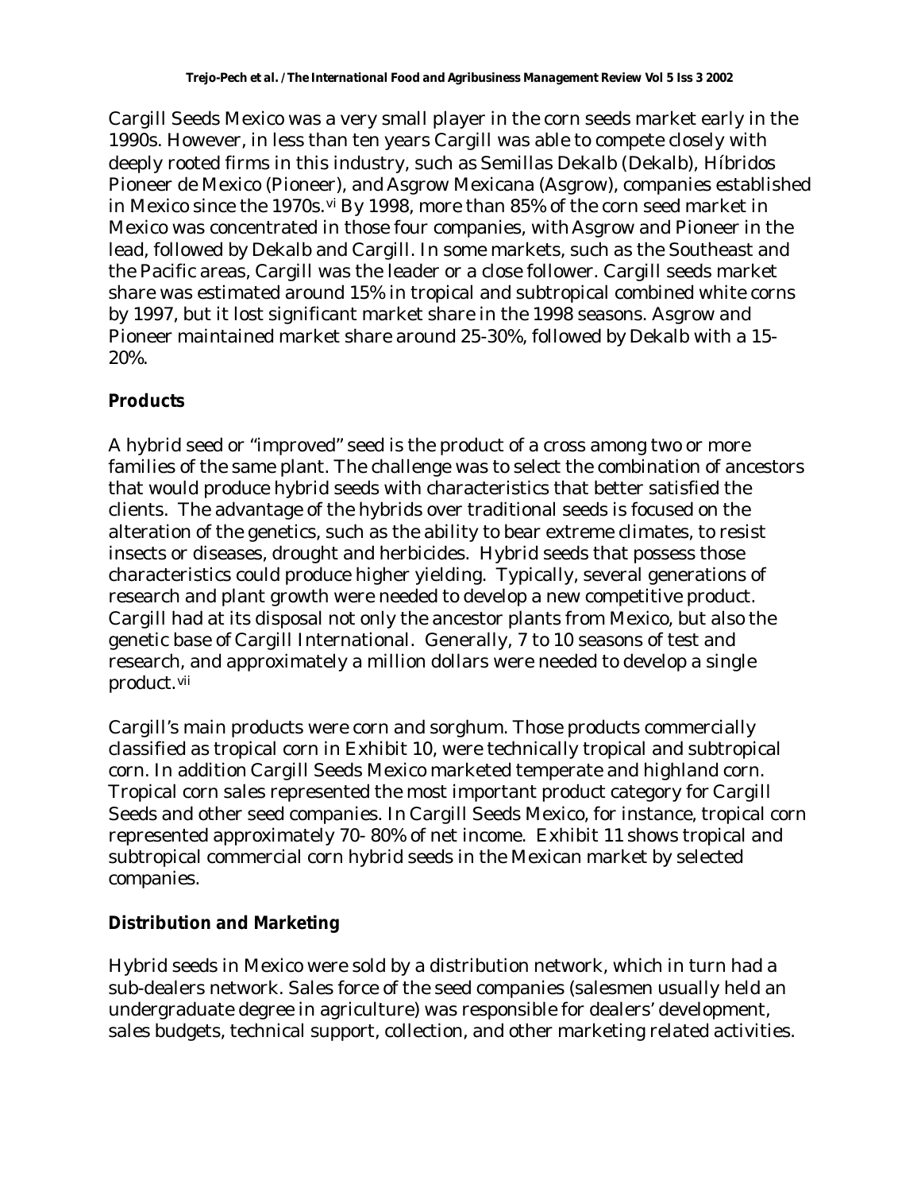Cargill Seeds Mexico was a very small player in the corn seeds market early in the 1990s. However, in less than ten years Cargill was able to compete closely with deeply rooted firms in this industry, such as Semillas Dekalb (Dekalb), Híbridos Pioneer de Mexico (Pioneer), and Asgrow Mexicana (Asgrow), companies established in Mexico since the 1970s.[vi] By 1998, more than 85% of the corn seed market in Mexico was concentrated in those four companies, with Asgrow and Pioneer in the lead, followed by Dekalb and Cargill. In some markets, such as the Southeast and the Pacific areas, Cargill was the leader or a close follower. Cargill seeds market share was estimated around 15% in tropical and subtropical combined white corns by 1997, but it lost significant market share in the 1998 seasons. Asgrow and Pioneer maintained market share around 25-30%, followed by Dekalb with a 15-20%.

## Products

A hybrid seed or "improved" seed is the product of a cross among two or more families of the same plant. The challenge was to select the combination of ancestors that would produce hybrid seeds with characteristics that better satisfied the clients. The advantage of the hybrids over traditional seeds is focused on the alteration of the genetics, such as the ability to bear extreme climates, to resist insects or diseases, drought and herbicides. Hybrid seeds that possess those characteristics could produce higher yielding. Typically, several generations of research and plant growth were needed to develop a new competitive product. Cargill had at its disposal not only the ancestor plants from Mexico, but also the genetic base of Cargill International. Generally, 7 to 10 seasons of test and research, and approximately a million dollars were needed to develop a single product.[vii]

Cargill's main products were corn and sorghum. Those products commercially classified as tropical corn in Exhibit 10, were technically tropical and subtropical corn. In addition Cargill Seeds Mexico marketed temperate and highland corn. Tropical corn sales represented the most important product category for Cargill Seeds and other seed companies. In Cargill Seeds Mexico, for instance, tropical corn represented approximately 70- 80% of net income. Exhibit 11 shows tropical and subtropical commercial corn hybrid seeds in the Mexican market by selected companies.

## Distribution and Marketing

Hybrid seeds in Mexico were sold by a distribution network, which in turn had a sub-dealers network. Sales force of the seed companies (salesmen usually held an undergraduate degree in agriculture) was responsible for dealers' development, sales budgets, technical support, collection, and other marketing related activities.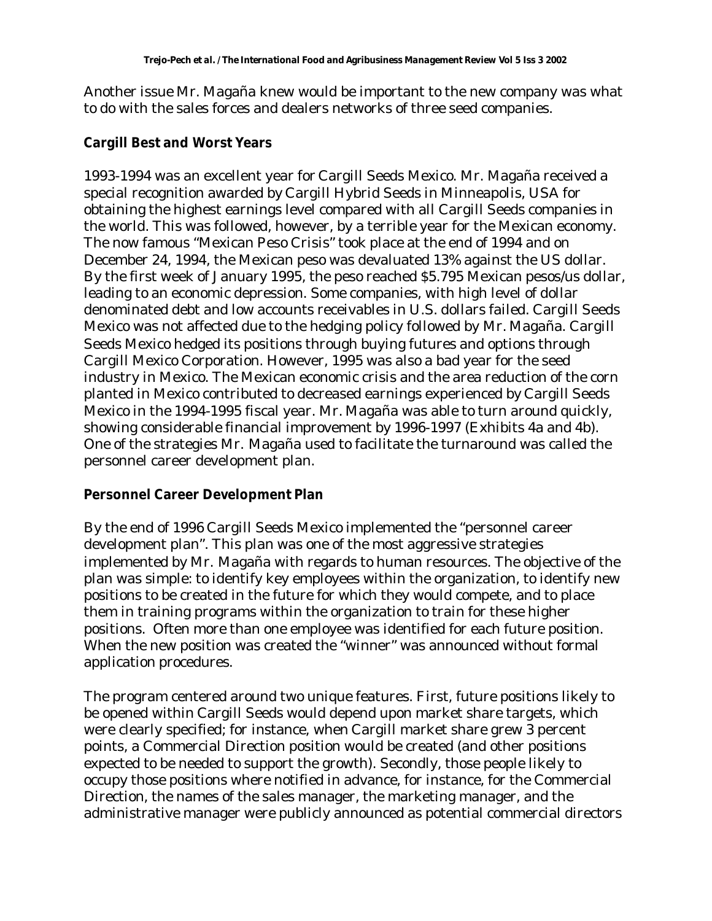Another issue Mr. Magaña knew would be important to the new company was what to do with the sales forces and dealers networks of three seed companies.

## Cargill Best and Worst Years

1993-1994 was an excellent year for Cargill Seeds Mexico. Mr. Magaña received a special recognition awarded by Cargill Hybrid Seeds in Minneapolis, USA for obtaining the highest earnings level compared with all Cargill Seeds companies in the world. This was followed, however, by a terrible year for the Mexican economy. The now famous "Mexican Peso Crisis" took place at the end of 1994 and on December 24, 1994, the Mexican peso was devaluated 13% against the US dollar. By the first week of January 1995, the peso reached $5.795 Mexican pesos/us dollar, leading to an economic depression. Some companies, with high level of dollar denominated debt and low accounts receivables in U.S. dollars failed. Cargill Seeds Mexico was not affected due to the hedging policy followed by Mr. Magaña. Cargill Seeds Mexico hedged its positions through buying futures and options through Cargill Mexico Corporation. However, 1995 was also a bad year for the seed industry in Mexico. The Mexican economic crisis and the area reduction of the corn planted in Mexico contributed to decreased earnings experienced by Cargill Seeds Mexico in the 1994-1995 fiscal year. Mr. Magaña was able to turn around quickly, showing considerable financial improvement by 1996-1997 (Exhibits 4a and 4b). One of the strategies Mr. Magaña used to facilitate the turnaround was called the personnel career development plan.

## Personnel Career Development Plan

By the end of 1996 Cargill Seeds Mexico implemented the "personnel career development plan". This plan was one of the most aggressive strategies implemented by Mr. Magaña with regards to human resources. The objective of the plan was simple: to identify key employees within the organization, to identify new positions to be created in the future for which they would compete, and to place them in training programs within the organization to train for these higher positions. Often more than one employee was identified for each future position. When the new position was created the "winner" was announced without formal application procedures.

The program centered around two unique features. First, future positions likely to be opened within Cargill Seeds would depend upon market share targets, which were clearly specified; for instance, when Cargill market share grew 3 percent points, a Commercial Direction position would be created (and other positions expected to be needed to support the growth). Secondly, those people likely to occupy those positions where notified in advance, for instance, for the Commercial Direction, the names of the sales manager, the marketing manager, and the administrative manager were publicly announced as potential commercial directors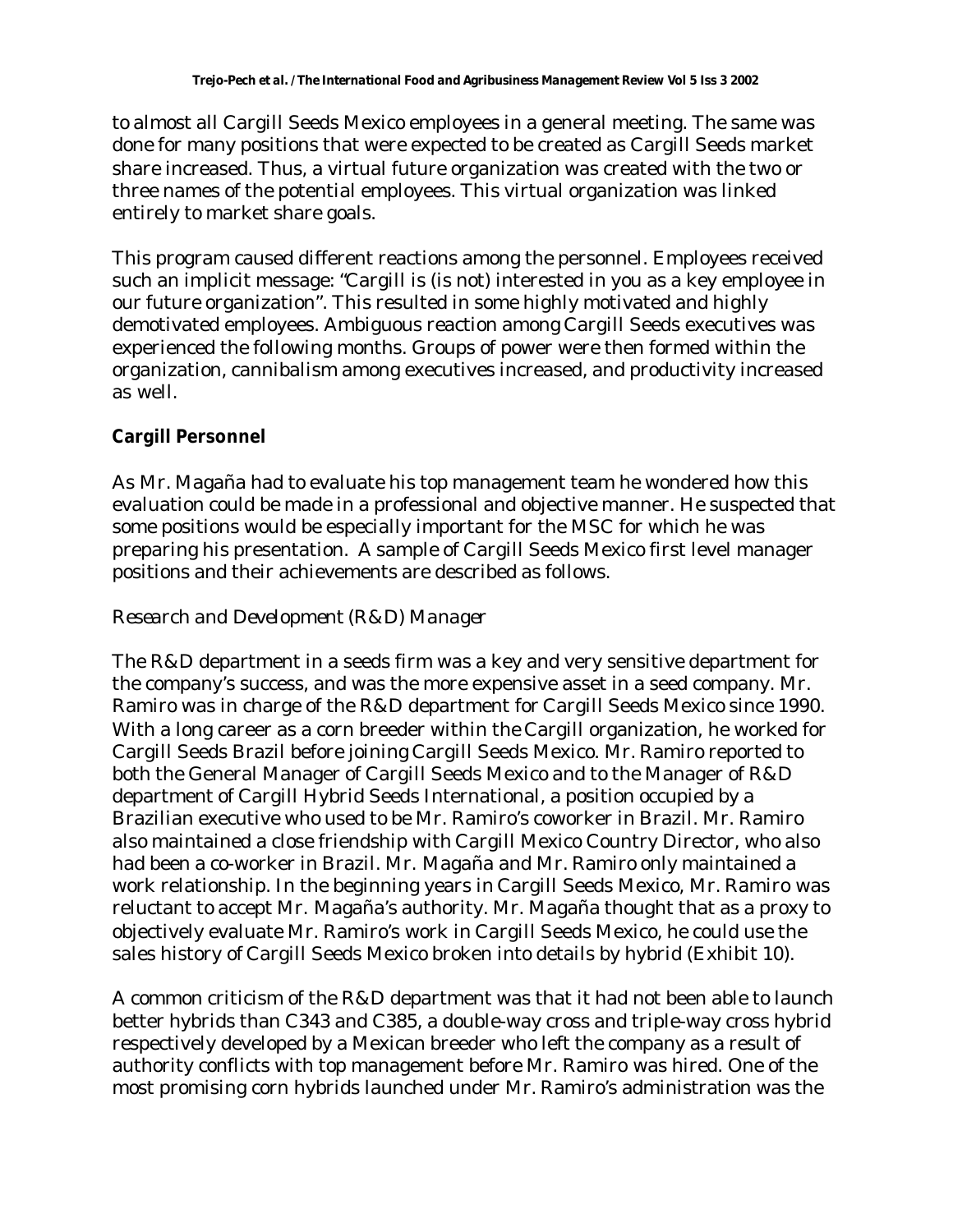to almost all Cargill Seeds Mexico employees in a general meeting. The same was done for many positions that were expected to be created as Cargill Seeds market share increased. Thus, a virtual future organization was created with the two or three names of the potential employees. This virtual organization was linked entirely to market share goals.

This program caused different reactions among the personnel. Employees received such an implicit message: "Cargill is (is not) interested in you as a key employee in our future organization". This resulted in some highly motivated and highly demotivated employees. Ambiguous reaction among Cargill Seeds executives was experienced the following months. Groups of power were then formed within the organization, cannibalism among executives increased, and productivity increased as well.

**Cargill Personnel**

As Mr. Magaña had to evaluate his top management team he wondered how this evaluation could be made in a professional and objective manner. He suspected that some positions would be especially important for the MSC for which he was preparing his presentation. A sample of Cargill Seeds Mexico first level manager positions and their achievements are described as follows.

*Research and Development (R&D) Manager*

The R&D department in a seeds firm was a key and very sensitive department for the company's success, and was the more expensive asset in a seed company. Mr. Ramiro was in charge of the R&D department for Cargill Seeds Mexico since 1990. With a long career as a corn breeder within the Cargill organization, he worked for Cargill Seeds Brazil before joining Cargill Seeds Mexico. Mr. Ramiro reported to both the General Manager of Cargill Seeds Mexico and to the Manager of R&D department of Cargill Hybrid Seeds International, a position occupied by a Brazilian executive who used to be Mr. Ramiro's coworker in Brazil. Mr. Ramiro also maintained a close friendship with Cargill Mexico Country Director, who also had been a co-worker in Brazil. Mr. Magaña and Mr. Ramiro only maintained a work relationship. In the beginning years in Cargill Seeds Mexico, Mr. Ramiro was reluctant to accept Mr. Magaña's authority. Mr. Magaña thought that as a proxy to objectively evaluate Mr. Ramiro's work in Cargill Seeds Mexico, he could use the sales history of Cargill Seeds Mexico broken into details by hybrid (Exhibit 10).

A common criticism of the R&D department was that it had not been able to launch better hybrids than C343 and C385, a double-way cross and triple-way cross hybrid respectively developed by a Mexican breeder who left the company as a result of authority conflicts with top management before Mr. Ramiro was hired. One of the most promising corn hybrids launched under Mr. Ramiro's administration was the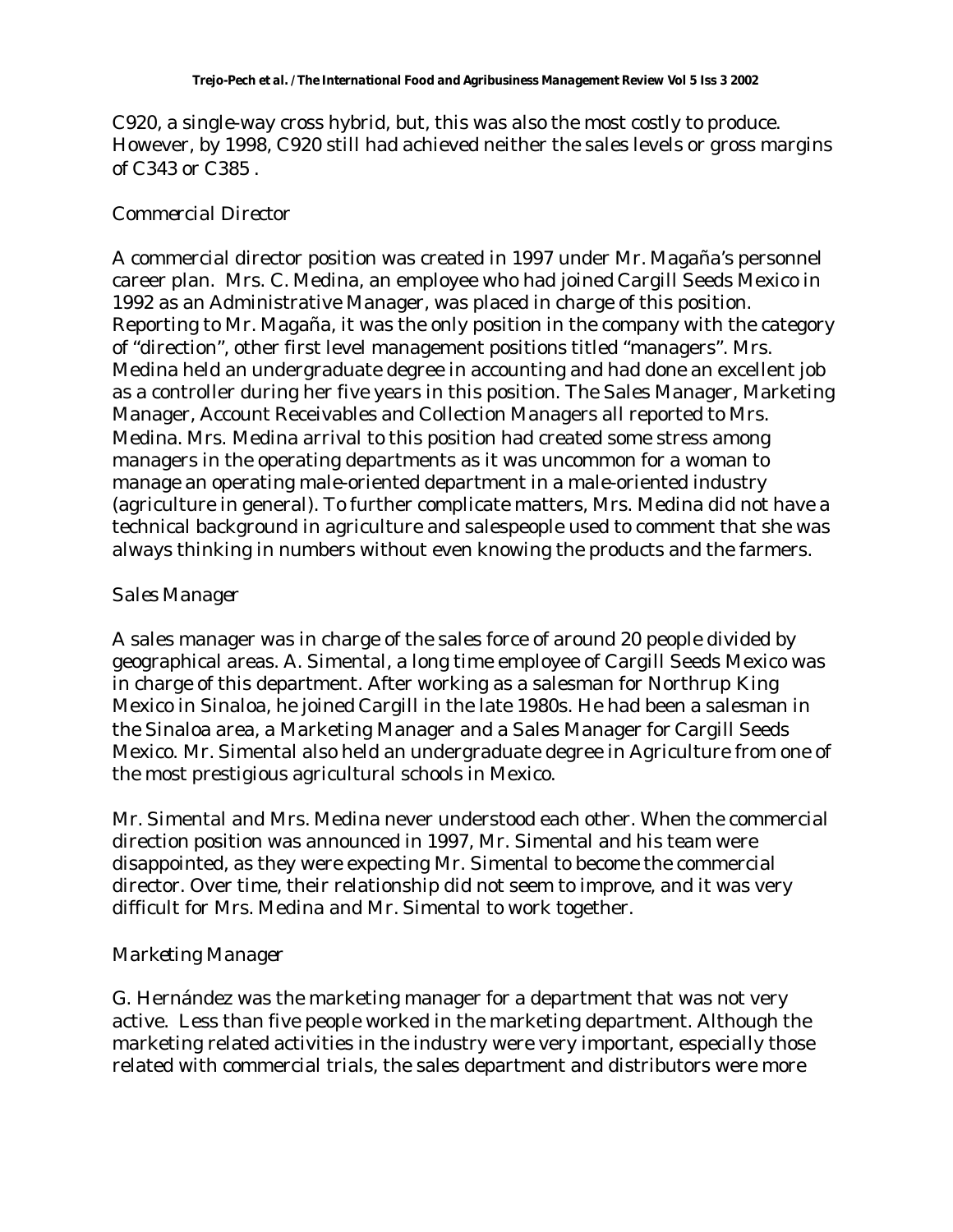C920, a single-way cross hybrid, but, this was also the most costly to produce. However, by 1998, C920 still had achieved neither the sales levels or gross margins of C343 or C385 .

*Commercial Director*

A commercial director position was created in 1997 under Mr. Magaña's personnel career plan. Mrs. C. Medina, an employee who had joined Cargill Seeds Mexico in 1992 as an Administrative Manager, was placed in charge of this position. Reporting to Mr. Magaña, it was the only position in the company with the category of "direction", other first level management positions titled "managers". Mrs. Medina held an undergraduate degree in accounting and had done an excellent job as a controller during her five years in this position. The Sales Manager, Marketing Manager, Account Receivables and Collection Managers all reported to Mrs. Medina. Mrs. Medina arrival to this position had created some stress among managers in the operating departments as it was uncommon for a woman to manage an operating male-oriented department in a male-oriented industry (agriculture in general). To further complicate matters, Mrs. Medina did not have a technical background in agriculture and salespeople used to comment that she was always thinking in numbers without even knowing the products and the farmers.

*Sales Manager*

A sales manager was in charge of the sales force of around 20 people divided by geographical areas. A. Simental, a long time employee of Cargill Seeds Mexico was in charge of this department. After working as a salesman for Northrup King Mexico in Sinaloa, he joined Cargill in the late 1980s. He had been a salesman in the Sinaloa area, a Marketing Manager and a Sales Manager for Cargill Seeds Mexico. Mr. Simental also held an undergraduate degree in Agriculture from one of the most prestigious agricultural schools in Mexico.

Mr. Simental and Mrs. Medina never understood each other. When the commercial direction position was announced in 1997, Mr. Simental and his team were disappointed, as they were expecting Mr. Simental to become the commercial director. Over time, their relationship did not seem to improve, and it was very difficult for Mrs. Medina and Mr. Simental to work together.

*Marketing Manager*

G. Hernández was the marketing manager for a department that was not very active. Less than five people worked in the marketing department. Although the marketing related activities in the industry were very important, especially those related with commercial trials, the sales department and distributors were more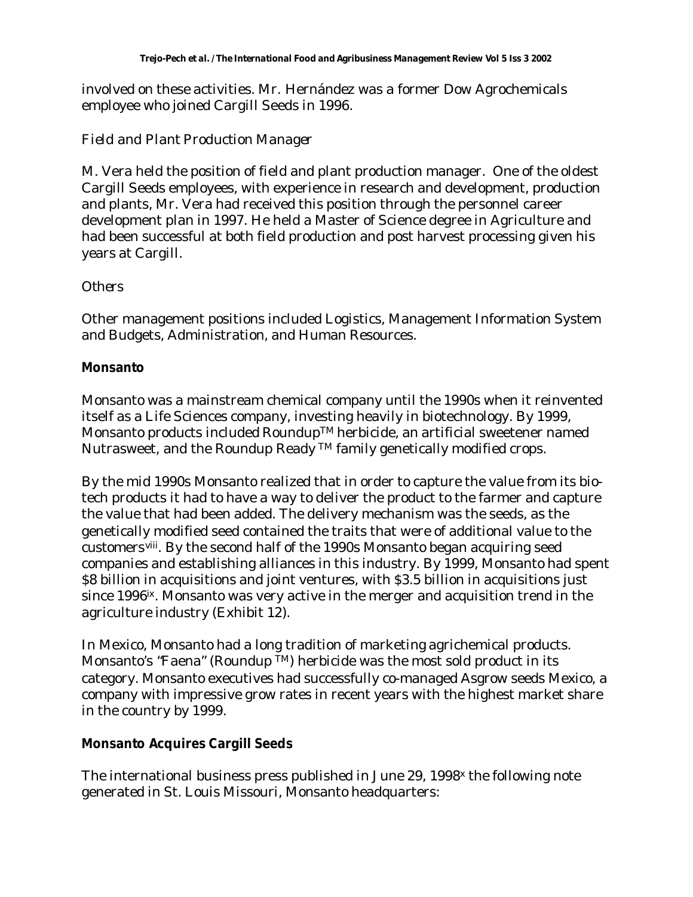involved on these activities. Mr. Hernández was a former Dow Agrochemicals employee who joined Cargill Seeds in 1996.

*Field and Plant Production Manager*

M. Vera held the position of field and plant production manager. One of the oldest Cargill Seeds employees, with experience in research and development, production and plants, Mr. Vera had received this position through the personnel career development plan in 1997. He held a Master of Science degree in Agriculture and had been successful at both field production and post harvest processing given his years at Cargill.

*Others*

Other management positions included Logistics, Management Information System and Budgets, Administration, and Human Resources.

**Monsanto**

Monsanto was a mainstream chemical company until the 1990s when it reinvented itself as a Life Sciences company, investing heavily in biotechnology. By 1999, Monsanto products included Roundup™ herbicide, an artificial sweetener named Nutrasweet, and the Roundup Ready ™ family genetically modified crops.

By the mid 1990s Monsanto realized that in order to capture the value from its bio-tech products it had to have a way to deliver the product to the farmer and capture the value that had been added. The delivery mechanism was the seeds, as the genetically modified seed contained the traits that were of additional value to the customers[viii]. By the second half of the 1990s Monsanto began acquiring seed companies and establishing alliances in this industry. By 1999, Monsanto had spent $8 billion in acquisitions and joint ventures, with $3.5 billion in acquisitions just since 1996[ix]. Monsanto was very active in the merger and acquisition trend in the agriculture industry (Exhibit 12).

In Mexico, Monsanto had a long tradition of marketing agrichemical products. Monsanto's "Faena" (Roundup ™) herbicide was the most sold product in its category. Monsanto executives had successfully co-managed Asgrow seeds Mexico, a company with impressive grow rates in recent years with the highest market share in the country by 1999.

**Monsanto Acquires Cargill Seeds**

The international business press published in June 29, 1998[x] the following note generated in St. Louis Missouri, Monsanto headquarters: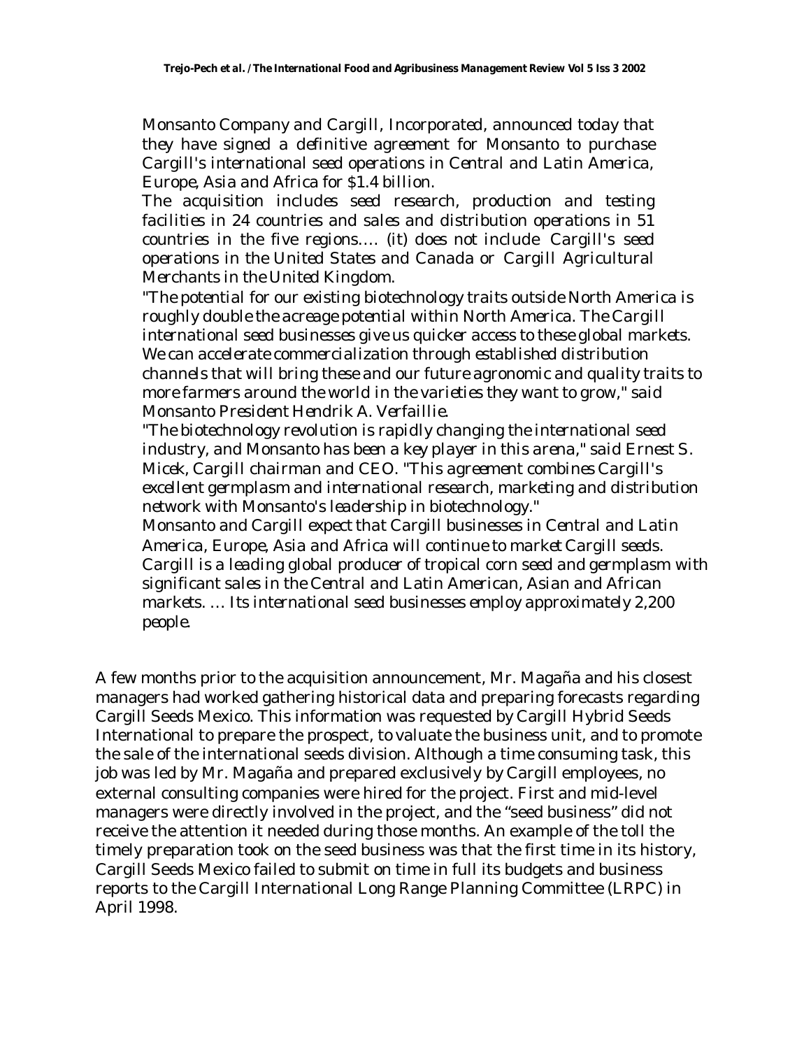*Monsanto Company and Cargill, Incorporated, announced today that they have signed a definitive agreement for Monsanto to purchase Cargill's international seed operations in Central and Latin America, Europe, Asia and Africa for $1.4 billion.*

*The acquisition includes seed research, production and testing facilities in 24 countries and sales and distribution operations in 51 countries in the five regions…. (it) does not include Cargill's seed operations in the United States and Canada or Cargill Agricultural Merchants in the United Kingdom.*

*"The potential for our existing biotechnology traits outside North America is roughly double the acreage potential within North America. The Cargill international seed businesses give us quicker access to these global markets. We can accelerate commercialization through established distribution channels that will bring these and our future agronomic and quality traits to more farmers around the world in the varieties they want to grow," said Monsanto President Hendrik A. Verfaillie.*

*"The biotechnology revolution is rapidly changing the international seed industry, and Monsanto has been a key player in this arena," said Ernest S. Micek, Cargill chairman and CEO. "This agreement combines Cargill's excellent germplasm and international research, marketing and distribution network with Monsanto's leadership in biotechnology."*

*Monsanto and Cargill expect that Cargill businesses in Central and Latin America, Europe, Asia and Africa will continue to market Cargill seeds. Cargill is a leading global producer of tropical corn seed and germplasm with significant sales in the Central and Latin American, Asian and African markets. … Its international seed businesses employ approximately 2,200 people.*

A few months prior to the acquisition announcement, Mr. Magaña and his closest managers had worked gathering historical data and preparing forecasts regarding Cargill Seeds Mexico. This information was requested by Cargill Hybrid Seeds International to prepare the prospect, to valuate the business unit, and to promote the sale of the international seeds division. Although a time consuming task, this job was led by Mr. Magaña and prepared exclusively by Cargill employees, no external consulting companies were hired for the project. First and mid-level managers were directly involved in the project, and the "seed business" did not receive the attention it needed during those months. An example of the toll the timely preparation took on the seed business was that the first time in its history, Cargill Seeds Mexico failed to submit on time in full its budgets and business reports to the Cargill International Long Range Planning Committee (LRPC) in April 1998.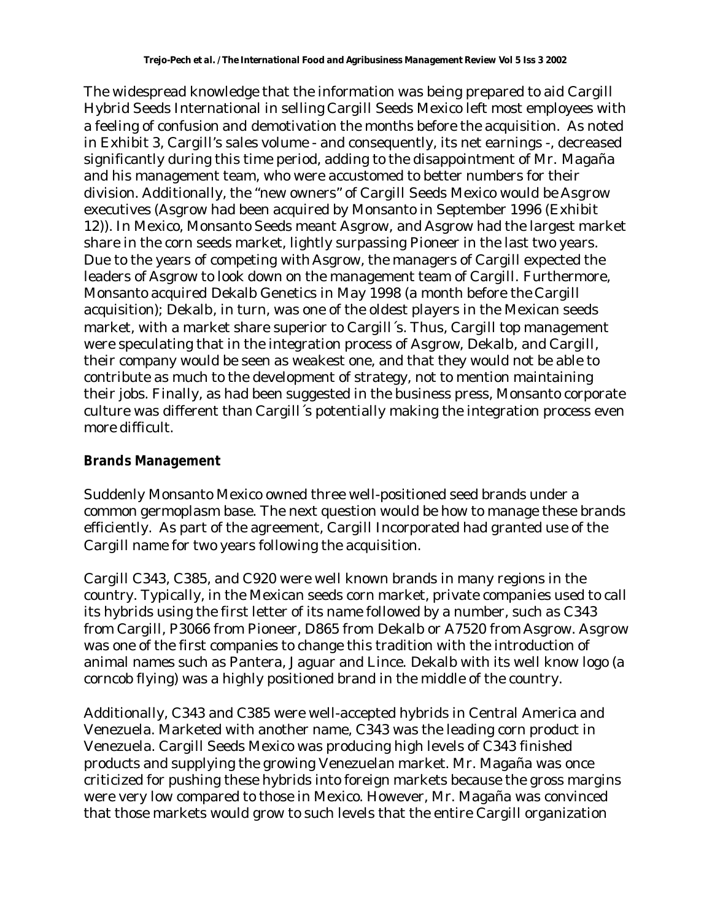The widespread knowledge that the information was being prepared to aid Cargill Hybrid Seeds International in selling Cargill Seeds Mexico left most employees with a feeling of confusion and demotivation the months before the acquisition. As noted in Exhibit 3, Cargill's sales volume - and consequently, its net earnings -, decreased significantly during this time period, adding to the disappointment of Mr. Magaña and his management team, who were accustomed to better numbers for their division. Additionally, the "new owners" of Cargill Seeds Mexico would be Asgrow executives (Asgrow had been acquired by Monsanto in September 1996 (Exhibit 12)). In Mexico, Monsanto Seeds meant Asgrow, and Asgrow had the largest market share in the corn seeds market, lightly surpassing Pioneer in the last two years. Due to the years of competing with Asgrow, the managers of Cargill expected the leaders of Asgrow to look down on the management team of Cargill. Furthermore, Monsanto acquired Dekalb Genetics in May 1998 (a month before the Cargill acquisition); Dekalb, in turn, was one of the oldest players in the Mexican seeds market, with a market share superior to Cargill´s. Thus, Cargill top management were speculating that in the integration process of Asgrow, Dekalb, and Cargill, their company would be seen as weakest one, and that they would not be able to contribute as much to the development of strategy, not to mention maintaining their jobs. Finally, as had been suggested in the business press, Monsanto corporate culture was different than Cargill´s potentially making the integration process even more difficult.

**Brands Management**

Suddenly Monsanto Mexico owned three well-positioned seed brands under a common germoplasm base. The next question would be how to manage these brands efficiently. As part of the agreement, Cargill Incorporated had granted use of the Cargill name for two years following the acquisition.

Cargill C343, C385, and C920 were well known brands in many regions in the country. Typically, in the Mexican seeds corn market, private companies used to call its hybrids using the first letter of its name followed by a number, such as C343 from Cargill, P3066 from Pioneer, D865 from Dekalb or A7520 from Asgrow. Asgrow was one of the first companies to change this tradition with the introduction of animal names such as Pantera, Jaguar and Lince. Dekalb with its well know logo (a corncob flying) was a highly positioned brand in the middle of the country.

Additionally, C343 and C385 were well-accepted hybrids in Central America and Venezuela. Marketed with another name, C343 was the leading corn product in Venezuela. Cargill Seeds Mexico was producing high levels of C343 finished products and supplying the growing Venezuelan market. Mr. Magaña was once criticized for pushing these hybrids into foreign markets because the gross margins were very low compared to those in Mexico. However, Mr. Magaña was convinced that those markets would grow to such levels that the entire Cargill organization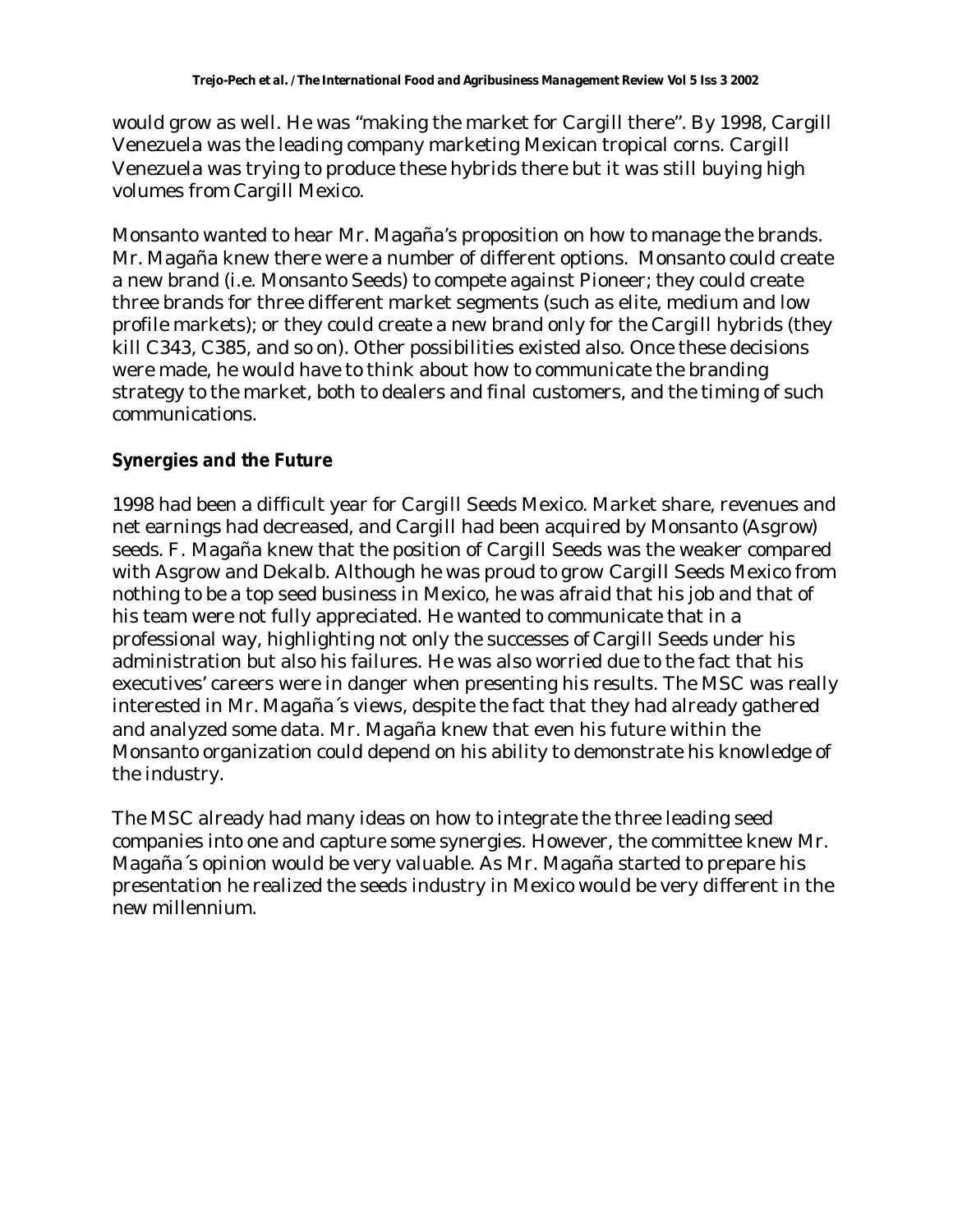would grow as well. He was "making the market for Cargill there". By 1998, Cargill Venezuela was the leading company marketing Mexican tropical corns. Cargill Venezuela was trying to produce these hybrids there but it was still buying high volumes from Cargill Mexico.

Monsanto wanted to hear Mr. Magaña's proposition on how to manage the brands. Mr. Magaña knew there were a number of different options. Monsanto could create a new brand (i.e. Monsanto Seeds) to compete against Pioneer; they could create three brands for three different market segments (such as elite, medium and low profile markets); or they could create a new brand only for the Cargill hybrids (they kill C343, C385, and so on). Other possibilities existed also. Once these decisions were made, he would have to think about how to communicate the branding strategy to the market, both to dealers and final customers, and the timing of such communications.

**Synergies and the Future**

1998 had been a difficult year for Cargill Seeds Mexico. Market share, revenues and net earnings had decreased, and Cargill had been acquired by Monsanto (Asgrow) seeds. F. Magaña knew that the position of Cargill Seeds was the weaker compared with Asgrow and Dekalb. Although he was proud to grow Cargill Seeds Mexico from nothing to be a top seed business in Mexico, he was afraid that his job and that of his team were not fully appreciated. He wanted to communicate that in a professional way, highlighting not only the successes of Cargill Seeds under his administration but also his failures. He was also worried due to the fact that his executives' careers were in danger when presenting his results. The MSC was really interested in Mr. Magaña´s views, despite the fact that they had already gathered and analyzed some data. Mr. Magaña knew that even his future within the Monsanto organization could depend on his ability to demonstrate his knowledge of the industry.

The MSC already had many ideas on how to integrate the three leading seed companies into one and capture some synergies. However, the committee knew Mr. Magaña´s opinion would be very valuable. As Mr. Magaña started to prepare his presentation he realized the seeds industry in Mexico would be very different in the new millennium.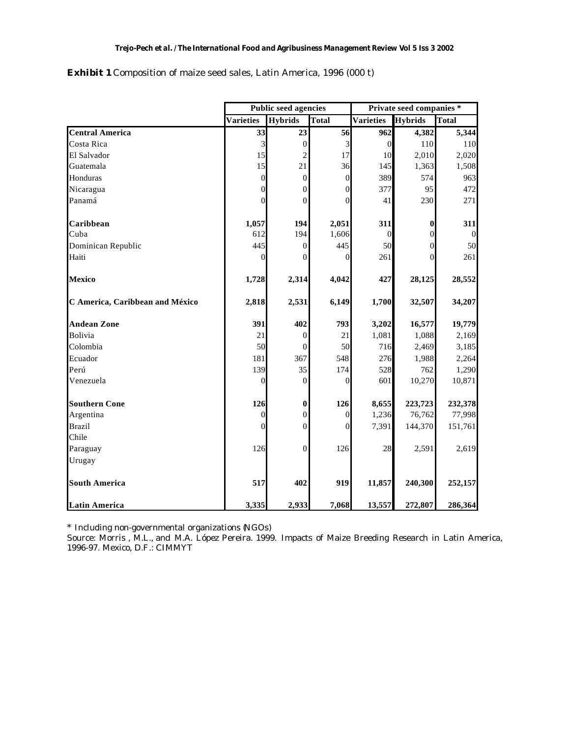**Exhibit 1** Composition of maize seed sales, Latin America, 1996 (000 t)

| | Public seed agencies | | | Private seed companies * | | |
|---|---|---|---|---|---|---|
| | Varieties | Hybrids | Total | Varieties | Hybrids | Total |
| **Central America** | **33** | **23** | **56** | **962** | **4,382** | **5,344** |
| Costa Rica | 3 | 0 | 3 | 0 | 110 | 110 |
| El Salvador | 15 | 2 | 17 | 10 | 2,010 | 2,020 |
| Guatemala | 15 | 21 | 36 | 145 | 1,363 | 1,508 |
| Honduras | 0 | 0 | 0 | 389 | 574 | 963 |
| Nicaragua | 0 | 0 | 0 | 377 | 95 | 472 |
| Panamá | 0 | 0 | 0 | 41 | 230 | 271 |
| **Caribbean** | **1,057** | **194** | **2,051** | **311** | **0** | **311** |
| Cuba | 612 | 194 | 1,606 | 0 | 0 | 0 |
| Dominican Republic | 445 | 0 | 445 | 50 | 0 | 50 |
| Haiti | 0 | 0 | 0 | 261 | 0 | 261 |
| **Mexico** | **1,728** | **2,314** | **4,042** | **427** | **28,125** | **28,552** |
| **C America, Caribbean and México** | **2,818** | **2,531** | **6,149** | **1,700** | **32,507** | **34,207** |
| **Andean Zone** | **391** | **402** | **793** | **3,202** | **16,577** | **19,779** |
| Bolivia | 21 | 0 | 21 | 1,081 | 1,088 | 2,169 |
| Colombia | 50 | 0 | 50 | 716 | 2,469 | 3,185 |
| Ecuador | 181 | 367 | 548 | 276 | 1,988 | 2,264 |
| Perú | 139 | 35 | 174 | 528 | 762 | 1,290 |
| Venezuela | 0 | 0 | 0 | 601 | 10,270 | 10,871 |
| **Southern Cone** | **126** | **0** | **126** | **8,655** | **223,723** | **232,378** |
| Argentina | 0 | 0 | 0 | 1,236 | 76,762 | 77,998 |
| Brazil | 0 | 0 | 0 | 7,391 | 144,370 | 151,761 |
| Chile | | | | | | |
| Paraguay | 126 | 0 | 126 | 28 | 2,591 | 2,619 |
| Urugay | | | | | | |
| **South America** | **517** | **402** | **919** | **11,857** | **240,300** | **252,157** |
| **Latin America** | **3,335** | **2,933** | **7,068** | **13,557** | **272,807** | **286,364** |

* Including non-governmental organizations (NGOs)

Source: Morris , M.L., and M.A. López Pereira. 1999. Impacts of Maize Breeding Research in Latin America, 1996-97. Mexico, D.F.: CIMMYT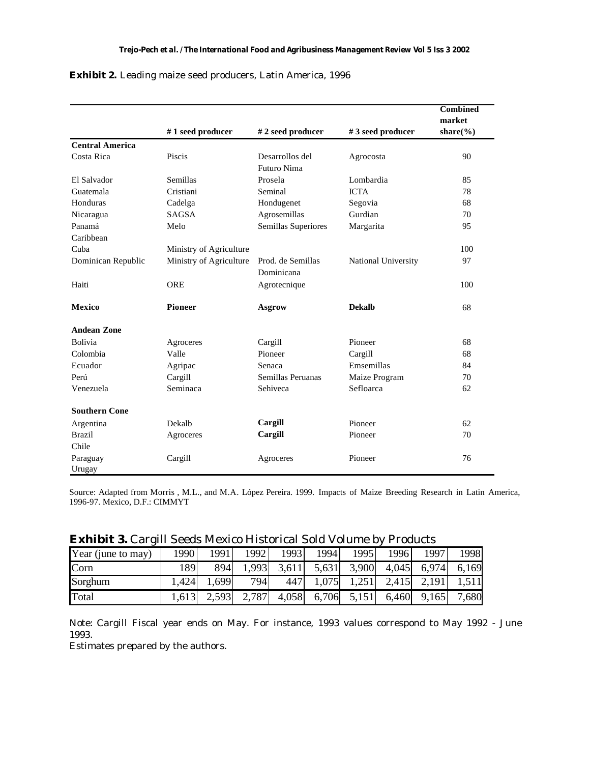**Exhibit 2.** Leading maize seed producers, Latin America, 1996

| | # 1 seed producer | # 2 seed producer | # 3 seed producer | Combined market share(%) |
|---|---|---|---|---|
| **Central America** | | | | |
| Costa Rica | Piscis | Desarrollos del Futuro Nima | Agrocosta | 90 |
| El Salvador | Semillas | Prosela | Lombardia | 85 |
| Guatemala | Cristiani | Seminal | ICTA | 78 |
| Honduras | Cadelga | Hondugenet | Segovia | 68 |
| Nicaragua | SAGSA | Agrosemillas | Gurdian | 70 |
| Panamá | Melo | Semillas Superiores | Margarita | 95 |
| Caribbean | | | | |
| Cuba | Ministry of Agriculture | | | 100 |
| Dominican Republic | Ministry of Agriculture | Prod. de Semillas Dominicana | National University | 97 |
| Haiti | ORE | Agrotecnique | | 100 |
| **Mexico** | **Pioneer** | **Asgrow** | **Dekalb** | 68 |
| **Andean Zone** | | | | |
| Bolivia | Agroceres | Cargill | Pioneer | 68 |
| Colombia | Valle | Pioneer | Cargill | 68 |
| Ecuador | Agripac | Senaca | Emsemillas | 84 |
| Perú | Cargill | Semillas Peruanas | Maize Program | 70 |
| Venezuela | Seminaca | Sehiveca | Sefloarca | 62 |
| **Southern Cone** | | | | |
| Argentina | Dekalb | **Cargill** | Pioneer | 62 |
| Brazil | Agroceres | **Cargill** | Pioneer | 70 |
| Chile | | | | |
| Paraguay | Cargill | Agroceres | Pioneer | 76 |
| Urugay | | | | |

Source: Adapted from Morris , M.L., and M.A. López Pereira. 1999. Impacts of Maize Breeding Research in Latin America, 1996-97. Mexico, D.F.: CIMMYT

**Exhibit 3.** Cargill Seeds Mexico Historical Sold Volume by Products

| Year (june to may) | 1990 | 1991 | 1992 | 1993 | 1994 | 1995 | 1996 | 1997 | 1998 |
|---|---|---|---|---|---|---|---|---|---|
| Corn | 189 | 894 | 1,993 | 3,611 | 5,631 | 3,900 | 4,045 | 6,974 | 6,169 |
| Sorghum | 1,424 | 1,699 | 794 | 447 | 1,075 | 1,251 | 2,415 | 2,191 | 1,511 |
| Total | 1,613 | 2,593 | 2,787 | 4,058 | 6,706 | 5,151 | 6,460 | 9,165 | 7,680 |

Note: Cargill Fiscal year ends on May. For instance, 1993 values correspond to May 1992 - June 1993.
Estimates prepared by the authors.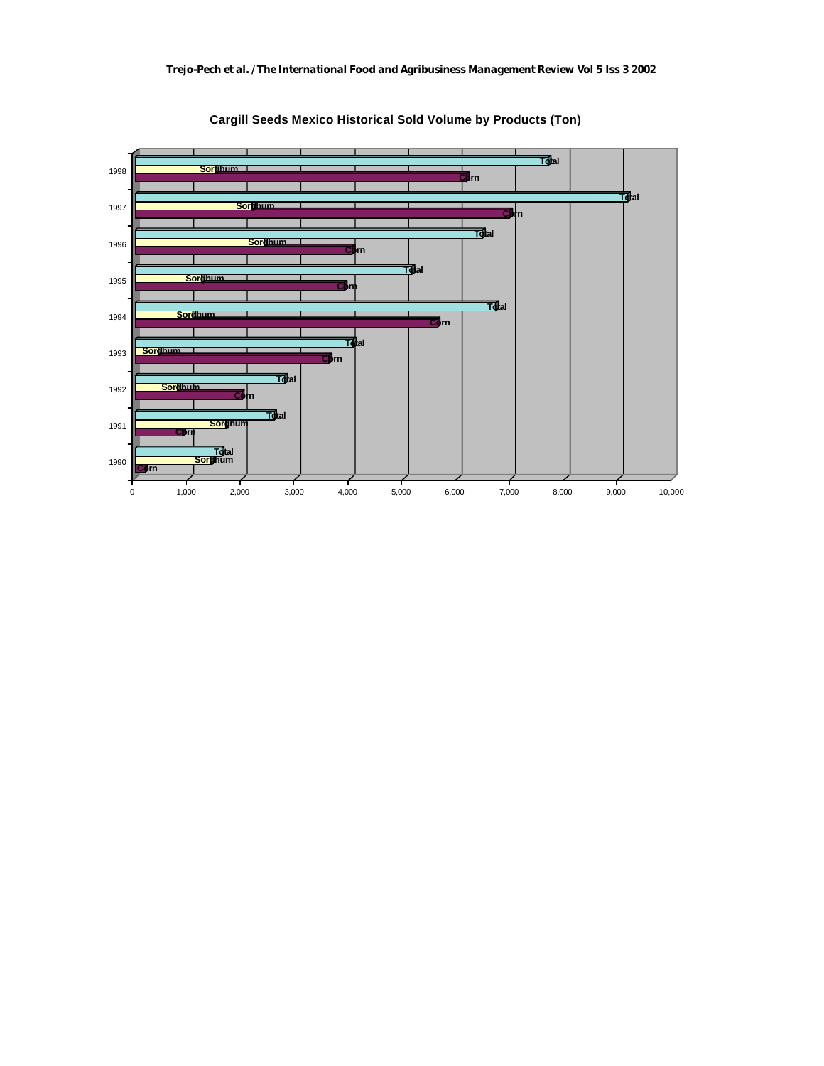**Cargill Seeds Mexico Historical Sold Volume by Products (Ton)**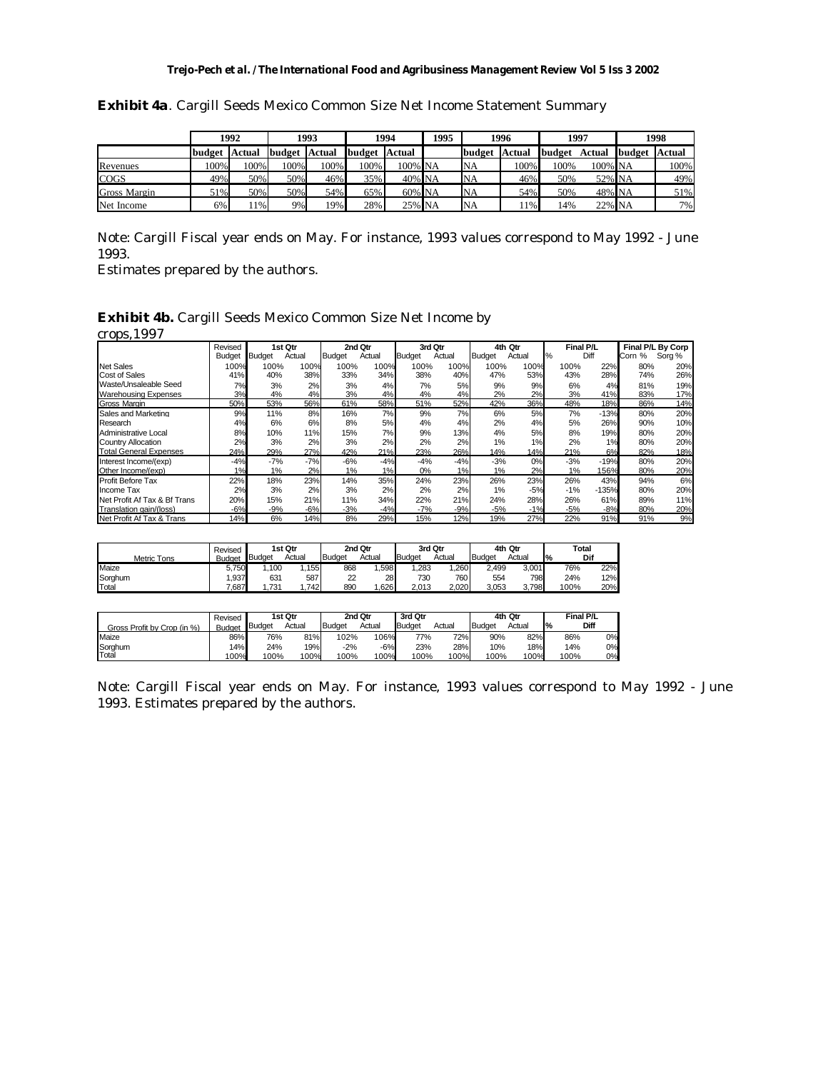**Exhibit 4a**. Cargill Seeds Mexico Common Size Net Income Statement Summary

| | 1992 | | 1993 | | 1994 | | 1995 | 1996 | | 1997 | | 1998 | |
|---|---|---|---|---|---|---|---|---|---|---|---|---|---|
| | budget | Actual | budget | Actual | budget | Actual | | budget | Actual | budget | Actual | budget | Actual |
| Revenues | 100% | 100% | 100% | 100% | 100% | 100% | NA | NA | 100% | 100% | 100% | NA | 100% |
| COGS | 49% | 50% | 50% | 46% | 35% | 40% | NA | NA | 46% | 50% | 52% | NA | 49% |
| Gross Margin | 51% | 50% | 50% | 54% | 65% | 60% | NA | NA | 54% | 50% | 48% | NA | 51% |
| Net Income | 6% | 11% | 9% | 19% | 28% | 25% | NA | NA | 11% | 14% | 22% | NA | 7% |

Note: Cargill Fiscal year ends on May. For instance, 1993 values correspond to May 1992 - June 1993.
Estimates prepared by the authors.

**Exhibit 4b.** Cargill Seeds Mexico Common Size Net Income by crops,1997

| | Revised | 1st Qtr | | 2nd Qtr | | 3rd Qtr | | 4th Qtr | | Final P/L | | Final P/L By Corp | |
|---|---|---|---|---|---|---|---|---|---|---|---|---|---|
| | Budget | Budget | Actual | Budget | Actual | Budget | Actual | Budget | Actual | % | Diff | Corn % | Sorg % |
| Net Sales | 100% | 100% | 100% | 100% | 100% | 100% | 100% | 100% | 100% | 100% | 22% | 80% | 20% |
| Cost of Sales | 41% | 40% | 38% | 33% | 34% | 38% | 40% | 47% | 53% | 43% | 28% | 74% | 26% |
| Waste/Unsaleable Seed | 7% | 3% | 2% | 3% | 4% | 7% | 5% | 9% | 9% | 6% | 4% | 81% | 19% |
| Warehousing Expenses | 3% | 4% | 4% | 3% | 4% | 4% | 4% | 2% | 2% | 3% | 41% | 83% | 17% |
| Gross Margin | 50% | 53% | 56% | 61% | 58% | 51% | 52% | 42% | 36% | 48% | 18% | 86% | 14% |
| Sales and Marketing | 9% | 11% | 8% | 16% | 7% | 9% | 7% | 6% | 5% | 7% | -13% | 80% | 20% |
| Research | 4% | 6% | 6% | 8% | 5% | 4% | 4% | 2% | 4% | 5% | 26% | 90% | 10% |
| Administrative Local | 8% | 10% | 11% | 15% | 7% | 9% | 13% | 4% | 5% | 8% | 19% | 80% | 20% |
| Country Allocation | 2% | 3% | 2% | 3% | 2% | 2% | 2% | 1% | 1% | 2% | 1% | 80% | 20% |
| Total General Expenses | 24% | 29% | 27% | 42% | 21% | 23% | 26% | 14% | 14% | 21% | 6% | 82% | 18% |
| Interest Income/(exp) | -4% | -7% | -7% | -6% | -4% | -4% | -4% | -3% | 0% | -3% | -19% | 80% | 20% |
| Other Income/(exp) | 1% | 1% | 2% | 1% | 1% | 0% | 1% | 1% | 2% | 1% | 156% | 80% | 20% |
| Profit Before Tax | 22% | 18% | 23% | 14% | 35% | 24% | 23% | 26% | 23% | 26% | 43% | 94% | 6% |
| Income Tax | 2% | 3% | 2% | 3% | 2% | 2% | 2% | 1% | -5% | -1% | -135% | 80% | 20% |
| Net Profit Af Tax & Bf Trans | 20% | 15% | 21% | 11% | 34% | 22% | 21% | 24% | 28% | 26% | 61% | 89% | 11% |
| Translation gain/(loss) | -6% | -9% | -6% | -3% | -4% | -7% | -9% | -5% | -1% | -5% | -8% | 80% | 20% |
| Net Profit Af Tax & Trans | 14% | 6% | 14% | 8% | 29% | 15% | 12% | 19% | 27% | 22% | 91% | 91% | 9% |

| Metric Tons | Revised Budget | 1st Qtr Budget | 1st Qtr Actual | 2nd Qtr Budget | 2nd Qtr Actual | 3rd Qtr Budget | 3rd Qtr Actual | 4th Qtr Budget | 4th Qtr Actual | Total % | Total Dif |
|---|---|---|---|---|---|---|---|---|---|---|---|
| Maize | 5,750 | 1,100 | 1,155 | 868 | 1,598 | 1,283 | 1,260 | 2,499 | 3,001 | 76% | 22% |
| Sorghum | 1,937 | 631 | 587 | 22 | 28 | 730 | 760 | 554 | 798 | 24% | 12% |
| Total | 7,687 | 1,731 | 1,742 | 890 | 1,626 | 2,013 | 2,020 | 3,053 | 3,798 | 100% | 20% |

| Gross Profit by Crop (in %) | Revised Budget | 1st Qtr Budget | 1st Qtr Actual | 2nd Qtr Budget | 2nd Qtr Actual | 3rd Qtr Budget | 3rd Qtr Actual | 4th Qtr Budget | 4th Qtr Actual | Final P/L % | Final P/L Diff |
|---|---|---|---|---|---|---|---|---|---|---|---|
| Maize | 86% | 76% | 81% | 102% | 106% | 77% | 72% | 90% | 82% | 86% | 0% |
| Sorghum | 14% | 24% | 19% | -2% | -6% | 23% | 28% | 10% | 18% | 14% | 0% |
| Total | 100% | 100% | 100% | 100% | 100% | 100% | 100% | 100% | 100% | 100% | 0% |

Note: Cargill Fiscal year ends on May. For instance, 1993 values correspond to May 1992 - June 1993. Estimates prepared by the authors.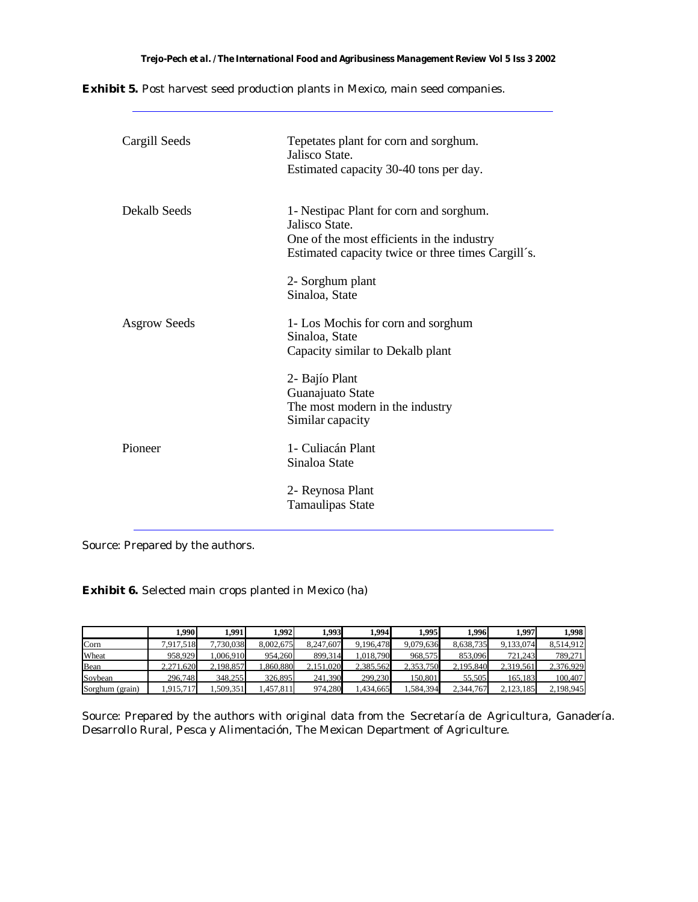**Exhibit 5.** Post harvest seed production plants in Mexico, main seed companies.

| | |
|---|---|
| Cargill Seeds | Tepetates plant for corn and sorghum.<br>Jalisco State.<br>Estimated capacity 30-40 tons per day. |
| Dekalb Seeds | 1- Nestipac Plant for corn and sorghum.<br>Jalisco State.<br>One of the most efficients in the industry<br>Estimated capacity twice or three times Cargill´s.<br><br>2- Sorghum plant<br>Sinaloa, State |
| Asgrow Seeds | 1- Los Mochis for corn and sorghum<br>Sinaloa, State<br>Capacity similar to Dekalb plant<br><br>2- Bajío Plant<br>Guanajuato State<br>The most modern in the industry<br>Similar capacity |
| Pioneer | 1- Culiacán Plant<br>Sinaloa State<br><br>2- Reynosa Plant<br>Tamaulipas State |

Source: Prepared by the authors.

**Exhibit 6.** Selected main crops planted in Mexico (ha)

| | 1,990 | 1,991 | 1,992 | 1,993 | 1,994 | 1,995 | 1,996 | 1,997 | 1,998 |
|---|---|---|---|---|---|---|---|---|---|
| Corn | 7,917,518 | 7,730,038 | 8,002,675 | 8,247,607 | 9,196,478 | 9,079,636 | 8,638,735 | 9,133,074 | 8,514,912 |
| Wheat | 958,929 | 1,006,910 | 954,260 | 899,314 | 1,018,790 | 968,575 | 853,096 | 721,243 | 789,271 |
| Bean | 2,271,620 | 2,198,857 | 1,860,880 | 2,151,020 | 2,385,562 | 2,353,750 | 2,195,840 | 2,319,561 | 2,376,929 |
| Soybean | 296,748 | 348,255 | 326,895 | 241,390 | 299,230 | 150,801 | 55,505 | 165,183 | 100,407 |
| Sorghum (grain) | 1,915,717 | 1,509,351 | 1,457,811 | 974,280 | 1,434,665 | 1,584,394 | 2,344,767 | 2,123,185 | 2,198,945 |

Source: Prepared by the authors with original data from the Secretaría de Agricultura, Ganadería. Desarrollo Rural, Pesca y Alimentación, The Mexican Department of Agriculture.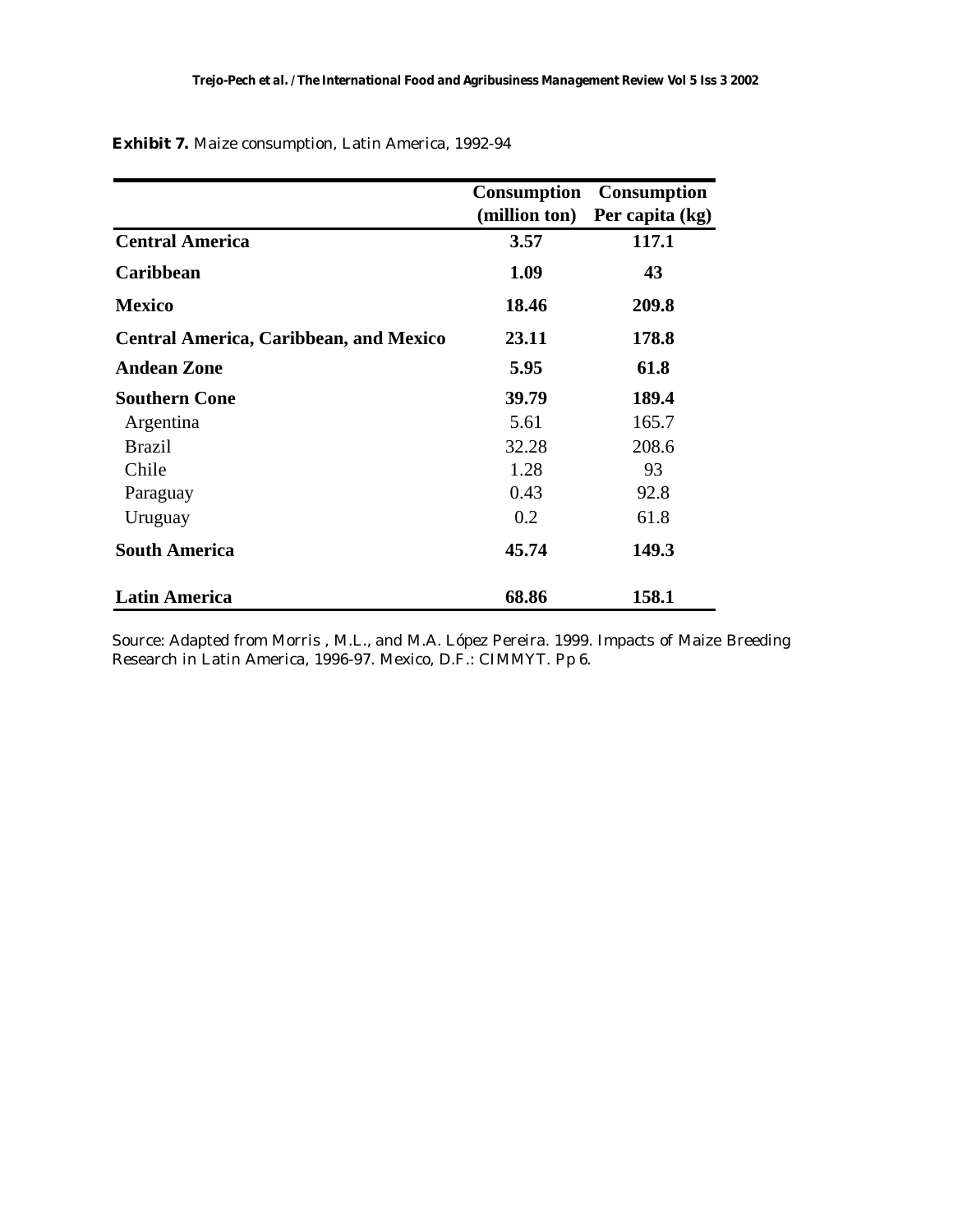**Exhibit 7.** Maize consumption, Latin America, 1992-94

| | Consumption (million ton) | Consumption Per capita (kg) |
|---|---|---|
| **Central America** | **3.57** | **117.1** |
| **Caribbean** | **1.09** | **43** |
| **Mexico** | **18.46** | **209.8** |
| **Central America, Caribbean, and Mexico** | **23.11** | **178.8** |
| **Andean Zone** | **5.95** | **61.8** |
| **Southern Cone** | **39.79** | **189.4** |
| Argentina | 5.61 | 165.7 |
| Brazil | 32.28 | 208.6 |
| Chile | 1.28 | 93 |
| Paraguay | 0.43 | 92.8 |
| Uruguay | 0.2 | 61.8 |
| **South America** | **45.74** | **149.3** |
| **Latin America** | **68.86** | **158.1** |

Source: Adapted from Morris , M.L., and M.A. López Pereira. 1999. Impacts of Maize Breeding Research in Latin America, 1996-97. Mexico, D.F.: CIMMYT. Pp 6.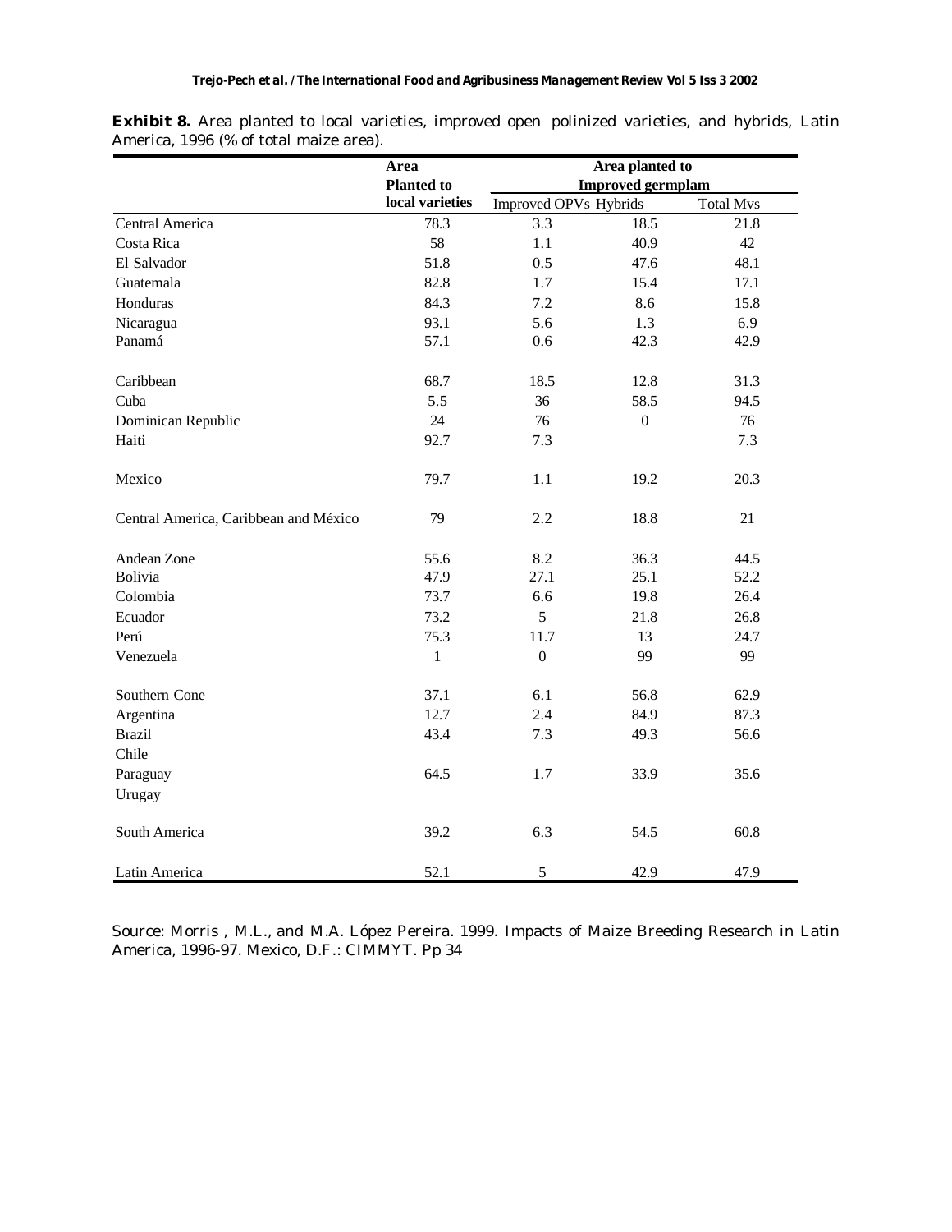**Exhibit 8.** Area planted to local varieties, improved open polinized varieties, and hybrids, Latin America, 1996 (% of total maize area).

| | Area Planted to local varieties | Area planted to Improved germplam | | |
|---|---|---|---|---|
| | | Improved OPVs | Hybrids | Total Mvs |
| Central America | 78.3 | 3.3 | 18.5 | 21.8 |
| Costa Rica | 58 | 1.1 | 40.9 | 42 |
| El Salvador | 51.8 | 0.5 | 47.6 | 48.1 |
| Guatemala | 82.8 | 1.7 | 15.4 | 17.1 |
| Honduras | 84.3 | 7.2 | 8.6 | 15.8 |
| Nicaragua | 93.1 | 5.6 | 1.3 | 6.9 |
| Panamá | 57.1 | 0.6 | 42.3 | 42.9 |
| | | | | |
| Caribbean | 68.7 | 18.5 | 12.8 | 31.3 |
| Cuba | 5.5 | 36 | 58.5 | 94.5 |
| Dominican Republic | 24 | 76 | 0 | 76 |
| Haiti | 92.7 | 7.3 | | 7.3 |
| | | | | |
| Mexico | 79.7 | 1.1 | 19.2 | 20.3 |
| | | | | |
| Central America, Caribbean and México | 79 | 2.2 | 18.8 | 21 |
| | | | | |
| Andean Zone | 55.6 | 8.2 | 36.3 | 44.5 |
| Bolivia | 47.9 | 27.1 | 25.1 | 52.2 |
| Colombia | 73.7 | 6.6 | 19.8 | 26.4 |
| Ecuador | 73.2 | 5 | 21.8 | 26.8 |
| Perú | 75.3 | 11.7 | 13 | 24.7 |
| Venezuela | 1 | 0 | 99 | 99 |
| | | | | |
| Southern Cone | 37.1 | 6.1 | 56.8 | 62.9 |
| Argentina | 12.7 | 2.4 | 84.9 | 87.3 |
| Brazil | 43.4 | 7.3 | 49.3 | 56.6 |
| Chile | | | | |
| Paraguay | 64.5 | 1.7 | 33.9 | 35.6 |
| Urugay | | | | |
| | | | | |
| South America | 39.2 | 6.3 | 54.5 | 60.8 |
| | | | | |
| Latin America | 52.1 | 5 | 42.9 | 47.9 |

Source: Morris , M.L., and M.A. López Pereira. 1999. Impacts of Maize Breeding Research in Latin America, 1996-97. Mexico, D.F.: CIMMYT. Pp 34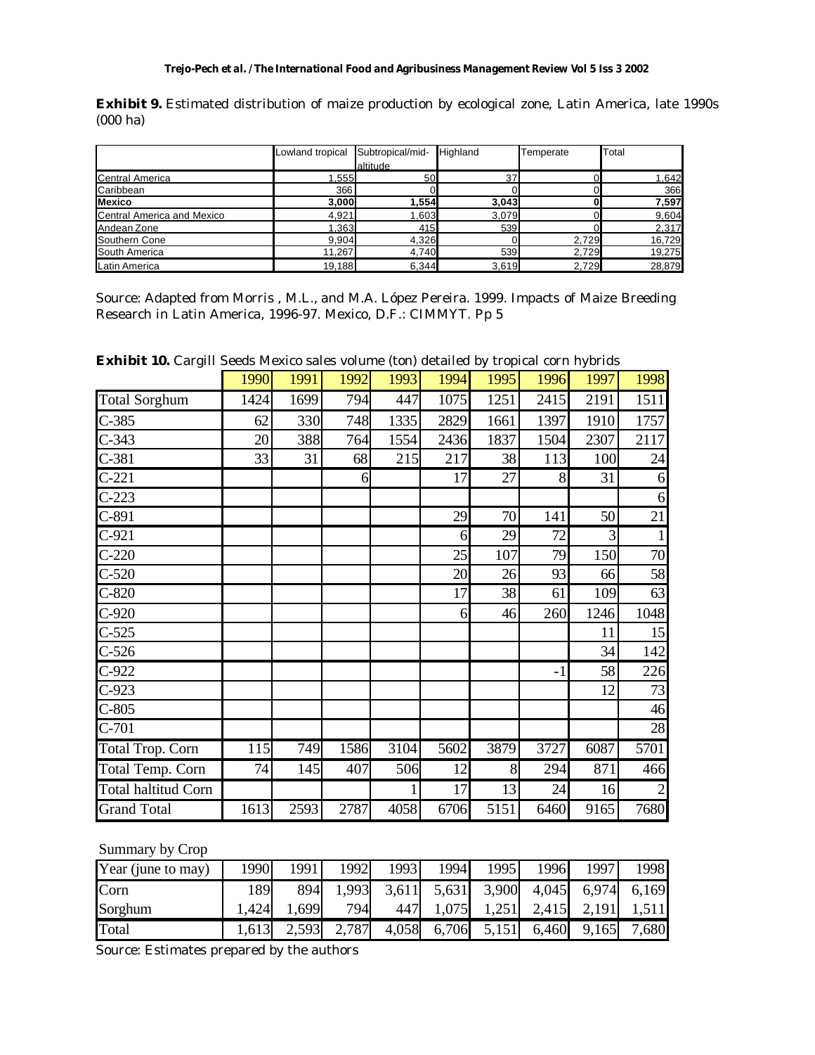**Exhibit 9.** Estimated distribution of maize production by ecological zone, Latin America, late 1990s (000 ha)

| | Lowland tropical | Subtropical/mid-altitude | Highland | Temperate | Total |
|---|---|---|---|---|---|
| Central America | 1,555 | 50 | 37 | 0 | 1,642 |
| Caribbean | 366 | 0 | 0 | 0 | 366 |
| **Mexico** | **3,000** | **1,554** | **3,043** | **0** | **7,597** |
| Central America and Mexico | 4,921 | 1,603 | 3,079 | 0 | 9,604 |
| Andean Zone | 1,363 | 415 | 539 | 0 | 2,317 |
| Southern Cone | 9,904 | 4,326 | 0 | 2,729 | 16,729 |
| South America | 11,267 | 4,740 | 539 | 2,729 | 19,275 |
| Latin America | 19,188 | 6,344 | 3,619 | 2,729 | 28,879 |

Source: Adapted from Morris , M.L., and M.A. López Pereira. 1999. Impacts of Maize Breeding Research in Latin America, 1996-97. Mexico, D.F.: CIMMYT. Pp 5

**Exhibit 10.** Cargill Seeds Mexico sales volume (ton) detailed by tropical corn hybrids

| | 1990 | 1991 | 1992 | 1993 | 1994 | 1995 | 1996 | 1997 | 1998 |
|---|---|---|---|---|---|---|---|---|---|
| Total Sorghum | 1424 | 1699 | 794 | 447 | 1075 | 1251 | 2415 | 2191 | 1511 |
| C-385 | 62 | 330 | 748 | 1335 | 2829 | 1661 | 1397 | 1910 | 1757 |
| C-343 | 20 | 388 | 764 | 1554 | 2436 | 1837 | 1504 | 2307 | 2117 |
| C-381 | 33 | 31 | 68 | 215 | 217 | 38 | 113 | 100 | 24 |
| C-221 | | | 6 | | 17 | 27 | 8 | 31 | 6 |
| C-223 | | | | | | | | | 6 |
| C-891 | | | | | 29 | 70 | 141 | 50 | 21 |
| C-921 | | | | | 6 | 29 | 72 | 3 | 1 |
| C-220 | | | | | 25 | 107 | 79 | 150 | 70 |
| C-520 | | | | | 20 | 26 | 93 | 66 | 58 |
| C-820 | | | | | 17 | 38 | 61 | 109 | 63 |
| C-920 | | | | | 6 | 46 | 260 | 1246 | 1048 |
| C-525 | | | | | | | | 11 | 15 |
| C-526 | | | | | | | | 34 | 142 |
| C-922 | | | | | | | -1 | 58 | 226 |
| C-923 | | | | | | | | 12 | 73 |
| C-805 | | | | | | | | | 46 |
| C-701 | | | | | | | | | 28 |
| Total Trop. Corn | 115 | 749 | 1586 | 3104 | 5602 | 3879 | 3727 | 6087 | 5701 |
| Total Temp. Corn | 74 | 145 | 407 | 506 | 12 | 8 | 294 | 871 | 466 |
| Total haltitud Corn | | | | 1 | 17 | 13 | 24 | 16 | 2 |
| Grand Total | 1613 | 2593 | 2787 | 4058 | 6706 | 5151 | 6460 | 9165 | 7680 |

Summary by Crop

| Year (june to may) | 1990 | 1991 | 1992 | 1993 | 1994 | 1995 | 1996 | 1997 | 1998 |
|---|---|---|---|---|---|---|---|---|---|
| Corn | 189 | 894 | 1,993 | 3,611 | 5,631 | 3,900 | 4,045 | 6,974 | 6,169 |
| Sorghum | 1,424 | 1,699 | 794 | 447 | 1,075 | 1,251 | 2,415 | 2,191 | 1,511 |
| Total | 1,613 | 2,593 | 2,787 | 4,058 | 6,706 | 5,151 | 6,460 | 9,165 | 7,680 |

Source: Estimates prepared by the authors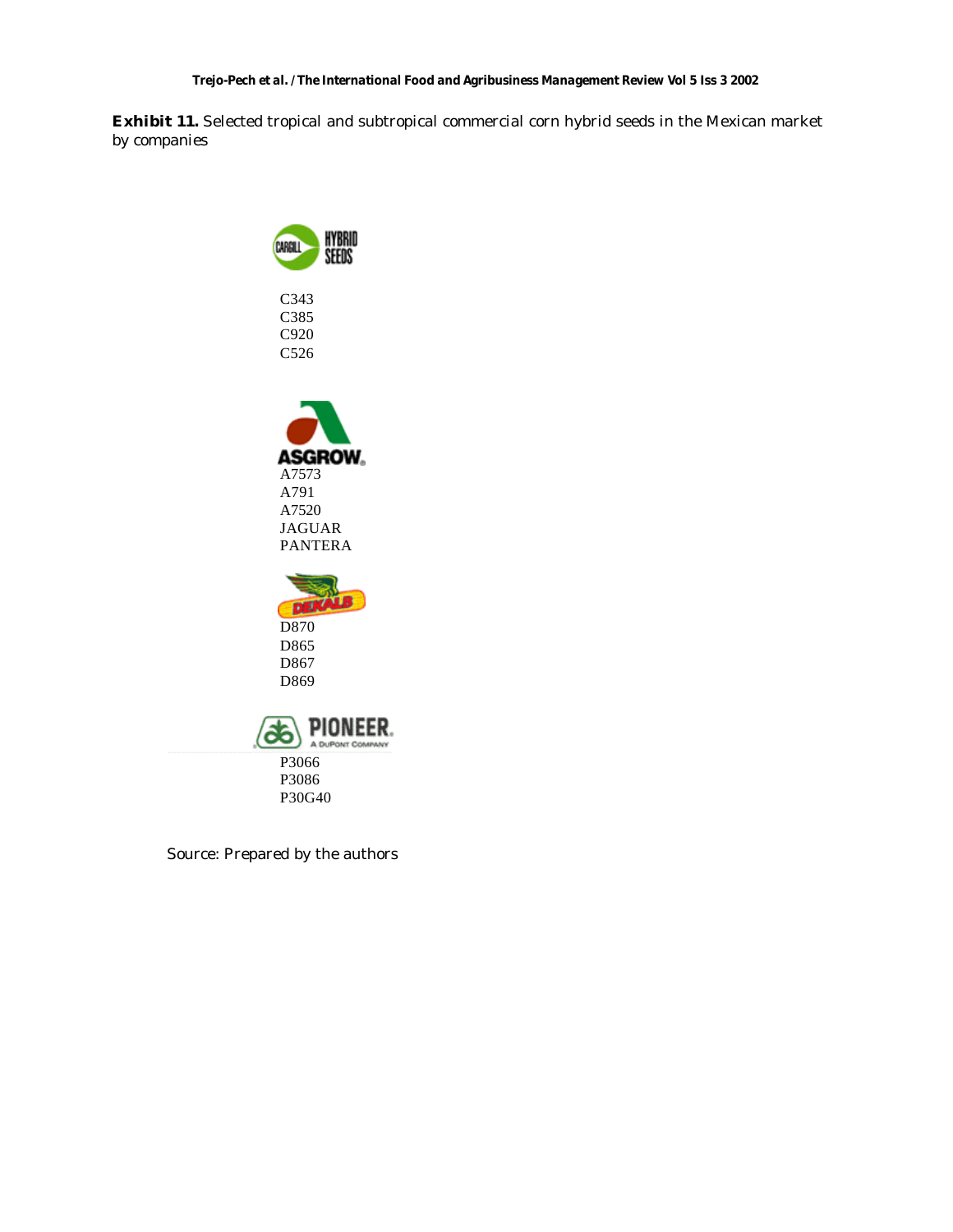**Exhibit 11.** Selected tropical and subtropical commercial corn hybrid seeds in the Mexican market by companies

CARGILL HYBRID SEEDS

C343
C385
C920
C526

ASGROW

A7573
A791
A7520
JAGUAR
PANTERA

DEKALB

D870
D865
D867
D869

PIONEER. A DuPont Company

P3066
P3086
P30G40

Source: Prepared by the authors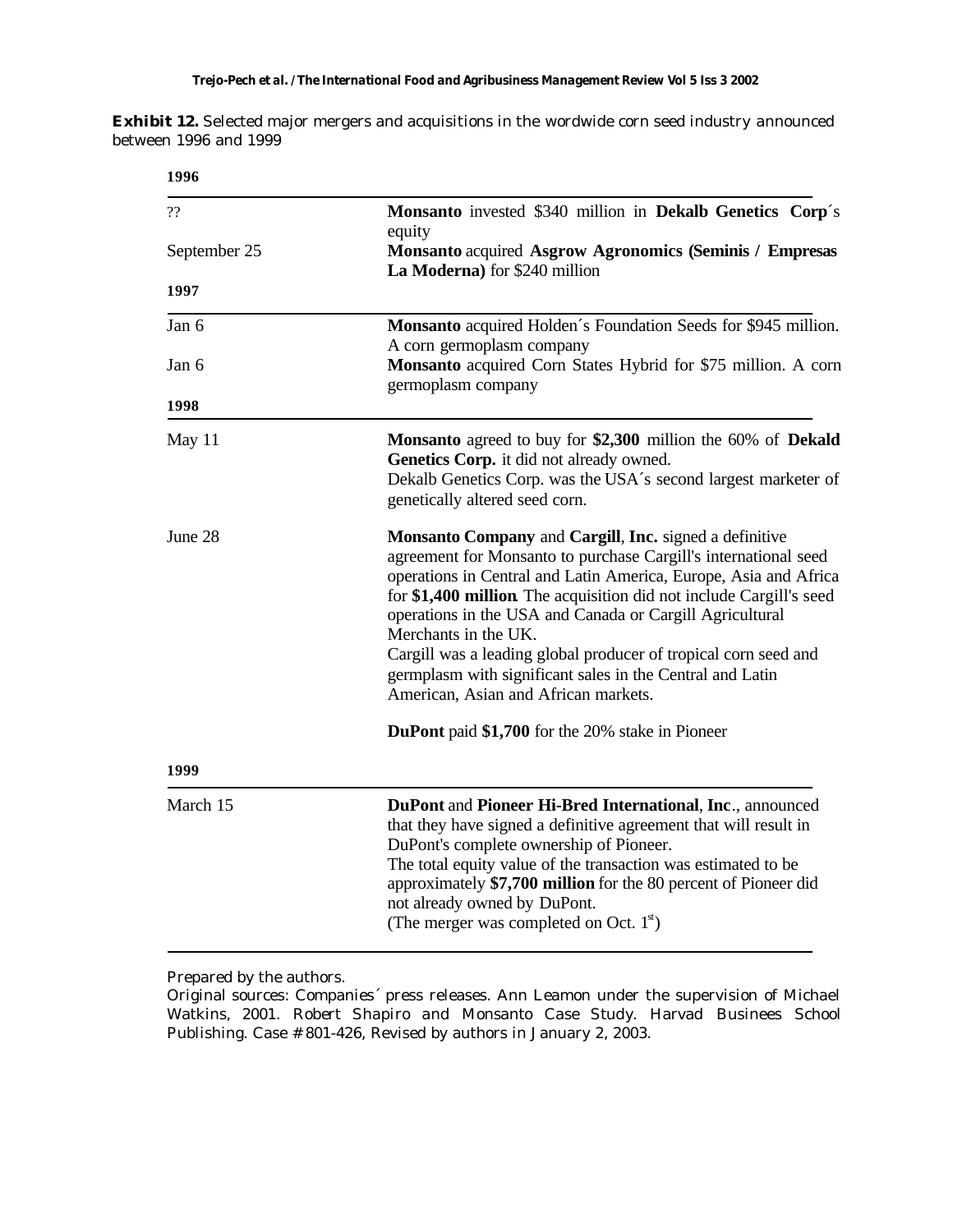**Exhibit 12.** Selected major mergers and acquisitions in the wordwide corn seed industry announced between 1996 and 1999

| **1996** | |
|---|---|
| ?? | **Monsanto** invested \$340 million in **Dekalb Genetics Corp´s** equity |
| September 25 | **Monsanto** acquired **Asgrow Agronomics (Seminis / Empresas La Moderna)** for \$240 million |
| **1997** | |
| Jan 6 | **Monsanto** acquired Holden´s Foundation Seeds for \$945 million. A corn germoplasm company |
| Jan 6 | **Monsanto** acquired Corn States Hybrid for \$75 million. A corn germoplasm company |
| **1998** | |
| May 11 | **Monsanto** agreed to buy for **\$2,300** million the 60% of **Dekald Genetics Corp.** it did not already owned. Dekalb Genetics Corp. was the USA´s second largest marketer of genetically altered seed corn. |
| June 28 | **Monsanto Company** and **Cargill**, **Inc.** signed a definitive agreement for Monsanto to purchase Cargill's international seed operations in Central and Latin America, Europe, Asia and Africa for **\$1,400 million**. The acquisition did not include Cargill's seed operations in the USA and Canada or Cargill Agricultural Merchants in the UK. Cargill was a leading global producer of tropical corn seed and germplasm with significant sales in the Central and Latin American, Asian and African markets. |
| | **DuPont** paid **\$1,700** for the 20% stake in Pioneer |
| **1999** | |
| March 15 | **DuPont** and **Pioneer Hi-Bred International**, **Inc**., announced that they have signed a definitive agreement that will result in DuPont's complete ownership of Pioneer. The total equity value of the transaction was estimated to be approximately **\$7,700 million** for the 80 percent of Pioneer did not already owned by DuPont. (The merger was completed on Oct. 1[st]) |

Prepared by the authors.

Original sources: Companies´ press releases. Ann Leamon under the supervision of Michael Watkins, 2001. Robert Shapiro and Monsanto Case Study. Harvad Businees School Publishing. Case # 801-426, Revised by authors in January 2, 2003.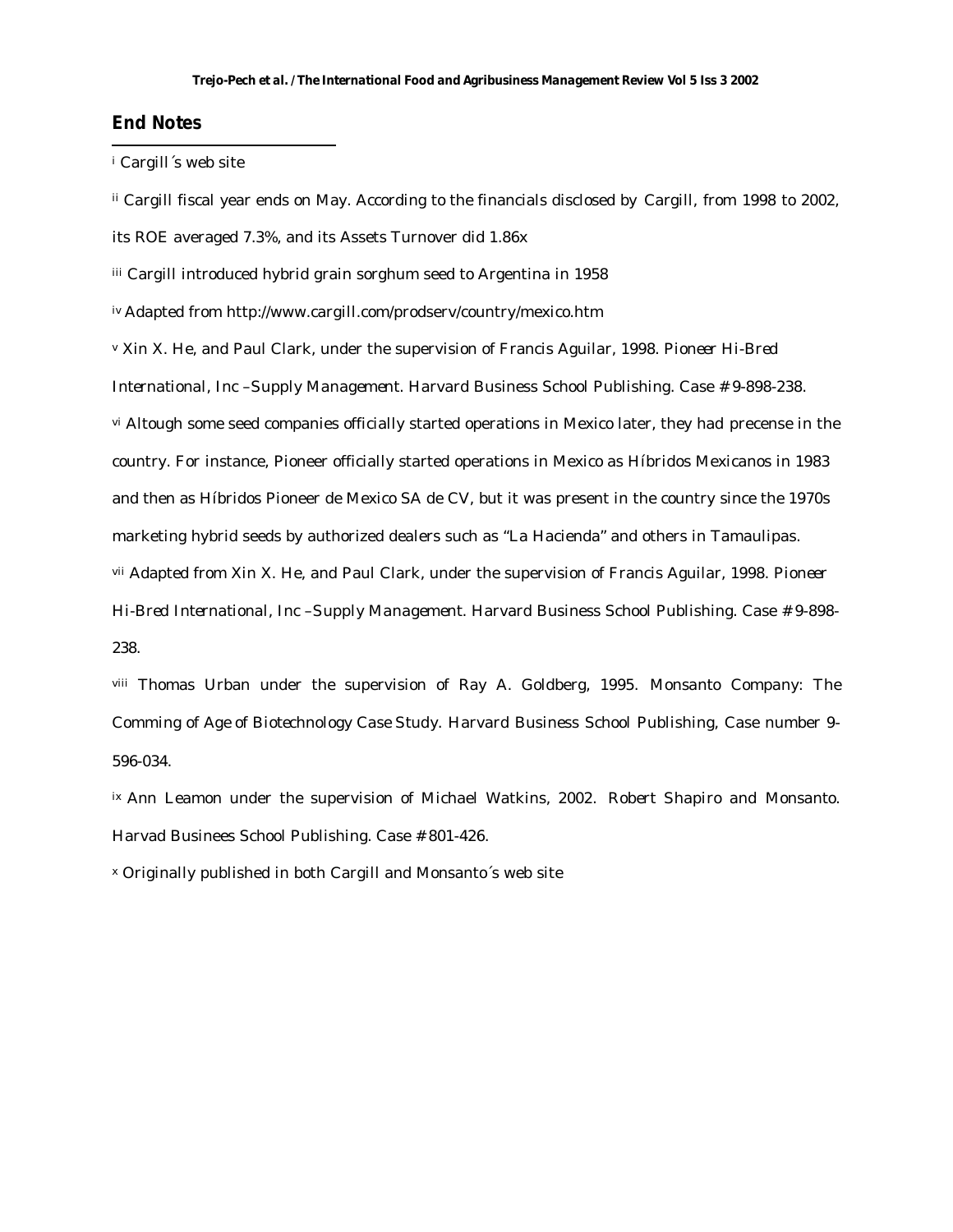## End Notes

[i] Cargill´s web site

[ii] Cargill fiscal year ends on May. According to the financials disclosed by Cargill, from 1998 to 2002, its ROE averaged 7.3%, and its Assets Turnover did 1.86x

[iii] Cargill introduced hybrid grain sorghum seed to Argentina in 1958

[iv] Adapted from http://www.cargill.com/prodserv/country/mexico.htm

[v] Xin X. He, and Paul Clark, under the supervision of Francis Aguilar, 1998. *Pioneer Hi-Bred International, Inc –Supply Management*. Harvard Business School Publishing. Case # 9-898-238.

[vi] Altough some seed companies officially started operations in Mexico later, they had precense in the country. For instance, Pioneer officially started operations in Mexico as Híbridos Mexicanos in 1983 and then as Híbridos Pioneer de Mexico SA de CV, but it was present in the country since the 1970s marketing hybrid seeds by authorized dealers such as "La Hacienda" and others in Tamaulipas.

[vii] Adapted from Xin X. He, and Paul Clark, under the supervision of Francis Aguilar, 1998. *Pioneer Hi-Bred International, Inc –Supply Management*. Harvard Business School Publishing. Case # 9-898-238.

[viii] Thomas Urban under the supervision of Ray A. Goldberg, 1995. *Monsanto Company: The Comming of Age of Biotechnology Case Study*. Harvard Business School Publishing, Case number 9-596-034.

[ix] Ann Leamon under the supervision of Michael Watkins, 2002. *Robert Shapiro and Monsanto*. Harvad Businees School Publishing. Case # 801-426.

[x] Originally published in both Cargill and Monsanto´s web site